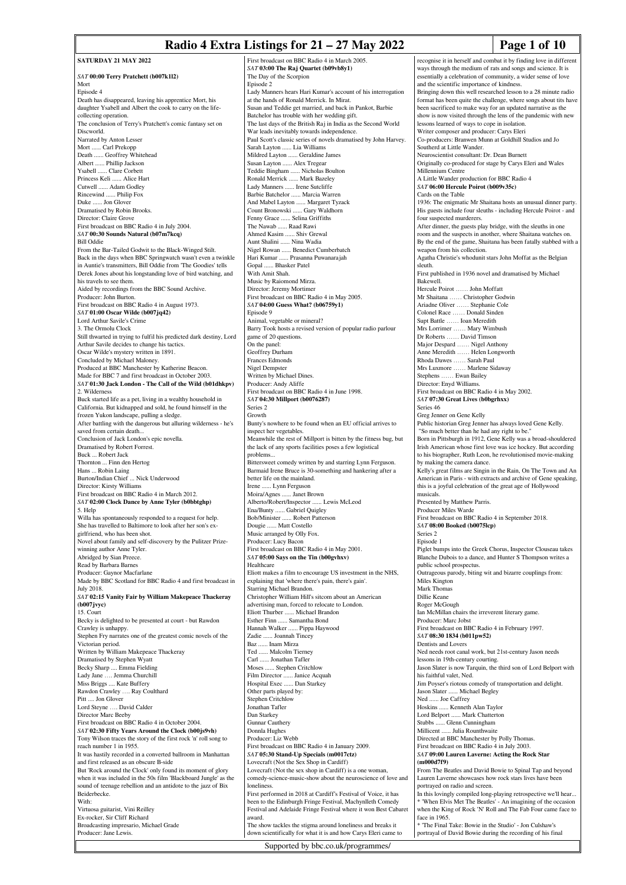# Radio 4 Extra Listings for 21 – 27 May 2022

## SATURDAY 21 MAY 2022

**SAT 00:00 Terry Pratchett (b007k1l2)**
Mort
Episode 4
Death has disappeared, leaving his apprentice Mort, his daughter Ysabell and Albert the cook to carry on the life-collecting operation.
The conclusion of Terry's Pratchett's comic fantasy set on Discworld.
Narrated by Anton Lesser
Mort ...... Carl Prekopp
Death ...... Geoffrey Whitehead
Albert ...... Phillip Jackson
Ysabell ...... Clare Corbett
Princess Keli ...... Alice Hart
Cutwell ...... Adam Godley
Rincewind ...... Philip Fox
Duke ...... Jon Glover
Dramatised by Robin Brooks.
Director: Claire Grove
First broadcast on BBC Radio 4 in July 2004.

**SAT 00:30 Sounds Natural (b07m7kcq)**
Bill Oddie
From the Bar-Tailed Godwit to the Black-Winged Stilt.
Back in the days when BBC Springwatch wasn't even a twinkle in Auntie's transmitters, Bill Oddie from 'The Goodies' tells Derek Jones about his longstanding love of bird watching, and his travels to see them.
Aided by recordings from the BBC Sound Archive.
Producer: John Burton.
First broadcast on BBC Radio 4 in August 1973.

**SAT 01:00 Oscar Wilde (b007jq42)**
Lord Arthur Savile's Crime
3. The Ormolu Clock
Still thwarted in trying to fulfil his predicted dark destiny, Lord Arthur Savile decides to change his tactics.
Oscar Wilde's mystery written in 1891.
Concluded by Michael Maloney.
Produced at BBC Manchester by Katherine Beacon.
Made for BBC 7 and first broadcast in October 2003.

**SAT 01:30 Jack London - The Call of the Wild (b01dhkpv)**
2. Wilderness
Buck started life as a pet, living in a wealthy household in California. But kidnapped and sold, he found himself in the frozen Yukon landscape, pulling a sledge.
After battling with the dangerous but alluring wilderness - he's saved from certain death...
Conclusion of Jack London's epic novella.
Dramatised by Robert Forrest.
Buck ... Robert Jack
Thornton ... Finn den Hertog
Hans ... Robin Laing
Burton/Indian Chief ... Nick Underwood
Director: Kirsty Williams
First broadcast on BBC Radio 4 in March 2012.

**SAT 02:00 Clock Dance by Anne Tyler (b0bbtghp)**
5. Help
Willa has spontaneously responded to a request for help. She has travelled to Baltimore to look after her son's ex-girlfriend, who has been shot.
Novel about family and self-discovery by the Pulitzer Prize-winning author Anne Tyler.
Abridged by Sian Preece.
Read by Barbara Barnes
Producer: Gaynor Macfarlane
Made by BBC Scotland for BBC Radio 4 and first broadcast in July 2018.

**SAT 02:15 Vanity Fair by William Makepeace Thackeray (b007jvyc)**
15. Court
Becky is delighted to be presented at court - but Rawdon Crawley is unhappy.
Stephen Fry narrates one of the greatest comic novels of the Victorian period.
Written by William Makepeace Thackeray
Dramatised by Stephen Wyatt
Becky Sharp .... Emma Fielding
Lady Jane …. Jemma Churchill
Miss Briggs .... Kate Buffery
Rawdon Crawley …. Ray Coulthard
Pitt .... Jon Glover
Lord Steyne …. David Calder
Director Marc Beeby
First broadcast on BBC Radio 4 in October 2004.

**SAT 02:30 Fifty Years Around the Clock (b00js9vh)**
Tony Wilson traces the story of the first rock 'n' roll song to reach number 1 in 1955.
It was hastily recorded in a converted ballroom in Manhattan and first released as an obscure B-side
But 'Rock around the Clock' only found its moment of glory when it was included in the 50s film 'Blackboard Jungle' as the sound of teenage rebellion and an antidote to the jazz of Bix Beiderbecke.
With:
Virtuosa guitarist, Vini Reilley
Ex-rocker, Sir Cliff Richard
Broadcasting impresario, Michael Grade
Producer: Jane Lewis.
First broadcast on BBC Radio 4 in March 2005.

**SAT 03:00 The Raj Quartet (b09vb8y1)**
The Day of the Scorpion
Episode 2
Lady Manners hears Hari Kumar's account of his interrogation at the hands of Ronald Merrick. In Mirat.
Susan and Teddie get married, and back in Pankot, Barbie Batchelor has trouble with her wedding gift.
The last days of the British Raj in India as the Second World War leads inevitably towards independence.
Paul Scott's classic series of novels dramatised by John Harvey.
Sarah Layton ...... Lia Williams
Mildred Layton ...... Geraldine James
Susan Layton ...... Alex Tregear
Teddie Bingham ...... Nicholas Boulton
Ronald Merrick ...... Mark Bazeley
Lady Manners ...... Irene Sutcliffe
Barbie Batchelor ...... Marcia Warren
And Mabel Layton ...... Margaret Tyzack
Count Bronowski ...... Gary Waldhorn
Fenny Grace ...... Selina Griffiths
The Nawab ...... Raad Rawi
Ahmed Kasim ...... Shiv Grewal
Aunt Shalini ...... Nina Wadia
Nigel Rowan ...... Benedict Cumberbatch
Hari Kumar ...... Prasanna Puwanarajah
Gopal ...... Bhasker Patel
With Amit Shah.
Music by Raiomond Mirza.
Director: Jeremy Mortimer
First broadcast on BBC Radio 4 in May 2005.

**SAT 04:00 Guess What? (b06759y1)**
Episode 9
Animal, vegetable or mineral?
Barry Took hosts a revised version of popular radio parlour game of 20 questions.
On the panel:
Geoffrey Durham
Frances Edmonds
Nigel Dempster
Written by Michael Dines.
Producer: Andy Aliffe
First broadcast on BBC Radio 4 in June 1998.

**SAT 04:30 Millport (b0076287)**
Series 2
Growth
Bunty's nowhere to be found when an EU official arrives to inspect her vegetables.
Meanwhile the rest of Millport is bitten by the fitness bug, but the lack of any sports facilities poses a few logistical problems...
Bittersweet comedy written by and starring Lynn Ferguson.
Barmaid Irene Bruce is 30-something and hankering after a better life on the mainland.
Irene ...... Lynn Ferguson
Moira/Agnes ...... Janet Brown
Alberto/Robert/Inspector ...... Lewis McLeod
Ena/Bunty ...... Gabriel Quigley
Bob/Minister ...... Robert Patterson
Dougie ...... Matt Costello
Music arranged by Olly Fox.
Producer: Lucy Bacon
First broadcast on BBC Radio 4 in May 2001.

**SAT 05:00 Says on the Tin (b00gvhxv)**
Healthcare
Eliott makes a film to encourage US investment in the NHS, explaining that 'where there's pain, there's gain'.
Starring Michael Brandon.
Christopher William Hill's sitcom about an American advertising man, forced to relocate to London.
Eliott Thurber ...... Michael Brandon
Esther Finn ...... Samantha Bond
Hannah Walker ...... Pippa Haywood
Zadie ...... Joannah Tincey
Baz ...... Inam Mirza
Ted ...... Malcolm Tierney
Carl ...... Jonathan Tafler
Moses ...... Stephen Critchlow
Film Director ...... Janice Acquah
Hospital Exec ...... Dan Starkey
Other parts played by:
Stephen Critchlow
Jonathan Tafler
Dan Starkey
Gunnar Cauthery
Donnla Hughes
Producer: Liz Webb
First broadcast on BBC Radio 4 in January 2009.

**SAT 05:30 Stand-Up Specials (m0017ctz)**
Lovecraft (Not the Sex Shop in Cardiff)
Lovecraft (Not the sex shop in Cardiff) is a one woman, comedy-science-music-show about the neuroscience of love and loneliness.
First performed in 2018 at Cardiff's Festival of Voice, it has been to the Edinburgh Fringe Festival, Machynlleth Comedy Festival and Adelaide Fringe Festival where it won Best Cabaret award.
The show tackles the stigma around loneliness and breaks it down scientifically for what it is and how Carys Eleri came to recognise it in herself and combat it by finding love in different ways through the medium of rats and songs and science. It is essentially a celebration of community, a wider sense of love and the scientific importance of kindness.
Bringing down this well researched lesson to a 28 minute radio format has been quite the challenge, where songs about tits have been sacrificed to make way for an updated narrative as the show is now visited through the lens of the pandemic with new lessons learned of ways to cope in isolation.
Writer composer and producer: Carys Eleri
Co-producers: Branwen Munn at Goldhill Studios and Jo Southerd at Little Wander.
Neuroscientist consultant: Dr. Dean Burnett
Originally co-produced for stage by Carys Eleri and Wales Millennium Centre
A Little Wander production for BBC Radio 4

**SAT 06:00 Hercule Poirot (b009v35c)**
Cards on the Table
1936: The enigmatic Mr Shaitana hosts an unusual dinner party. His guests include four sleuths - including Hercule Poirot - and four suspected murderers.
After dinner, the guests play bridge, with the sleuths in one room and the suspects in another, where Shaitana watches on. By the end of the game, Shaitana has been fatally stabbed with a weapon from his collection.
Agatha Christie's whodunit stars John Moffat as the Belgian sleuth.
First published in 1936 novel and dramatised by Michael Bakewell.
Hercule Poirot …… John Moffatt
Mr Shaitana …… Christopher Godwin
Ariadne Oliver …… Stephanie Cole
Colonel Race …… Donald Sinden
Supt Battle …… Ioan Meredith
Mrs Lorrimer …… Mary Wimbush
Dr Roberts …… David Timson
Major Despard …… Nigel Anthony
Anne Meredith …… Helen Longworth
Rhoda Dawes …… Sarah Paul
Mrs Luxmore …… Marlene Sidaway
Stephens …… Ewan Bailey
Director: Enyd Williams.
First broadcast on BBC Radio 4 in May 2002.

**SAT 07:30 Great Lives (b0bgrhxx)**
Series 46
Greg Jenner on Gene Kelly
Public historian Greg Jenner has always loved Gene Kelly. "So much better than he had any right to be."
Born in Pittsburgh in 1912, Gene Kelly was a broad-shouldered Irish American whose first love was ice hockey. But according to his biographer, Ruth Leon, he revolutionised movie-making by making the camera dance.
Kelly's great films are Singin in the Rain, On The Town and An American in Paris - with extracts and archive of Gene speaking, this is a joyful celebration of the great age of Hollywood musicals.
Presented by Matthew Parris.
Producer Miles Warde
First broadcast on BBC Radio 4 in September 2018.

**SAT 08:00 Booked (b0075lcp)**
Series 2
Episode 1
Piglet bumps into the Greek Chorus, Inspector Clouseau takes Blanche Dubois to a dance, and Hunter S Thompson writes a public school prospectus.
Outrageous parody, biting wit and bizarre couplings from:
Miles Kington
Mark Thomas
Dillie Keane
Roger McGough
Ian McMillan chairs the irreverent literary game.
Producer: Marc Jobst
First broadcast on BBC Radio 4 in February 1997.

**SAT 08:30 1834 (b011pw52)**
Dentists and Lovers
Ned needs root canal work, but 21st-century Jason needs lessons in 19th-century courting.
Jason Slater is now Tarquin, the third son of Lord Belport with his faithful valet, Ned.
Jim Poyser's riotous comedy of transportation and delight.
Jason Slater ...... Michael Begley
Ned ...... Joe Caffrey
Hoskins ...... Kenneth Alan Taylor
Lord Belport ...... Mark Chatterton
Stubbs ...... Glenn Cunningham
Millicent ...... Julia Rounthwaite
Directed at BBC Manchester by Polly Thomas.
First broadcast on BBC Radio 4 in July 2003.

**SAT 09:00 Lauren Laverne: Acting the Rock Star (m000d7f9)**
From The Beatles and David Bowie to Spinal Tap and beyond Lauren Laverne showcases how rock stars lives have been portrayed on radio and screen.
In this lovingly compiled long-playing retrospective we'll hear...
* 'When Elvis Met The Beatles' - An imagining of the occasion when the King of Rock 'N' Roll and The Fab Four came face to face in 1965.
* 'The Final Take: Bowie in the Studio' - Jon Culshaw's portrayal of David Bowie during the recording of his final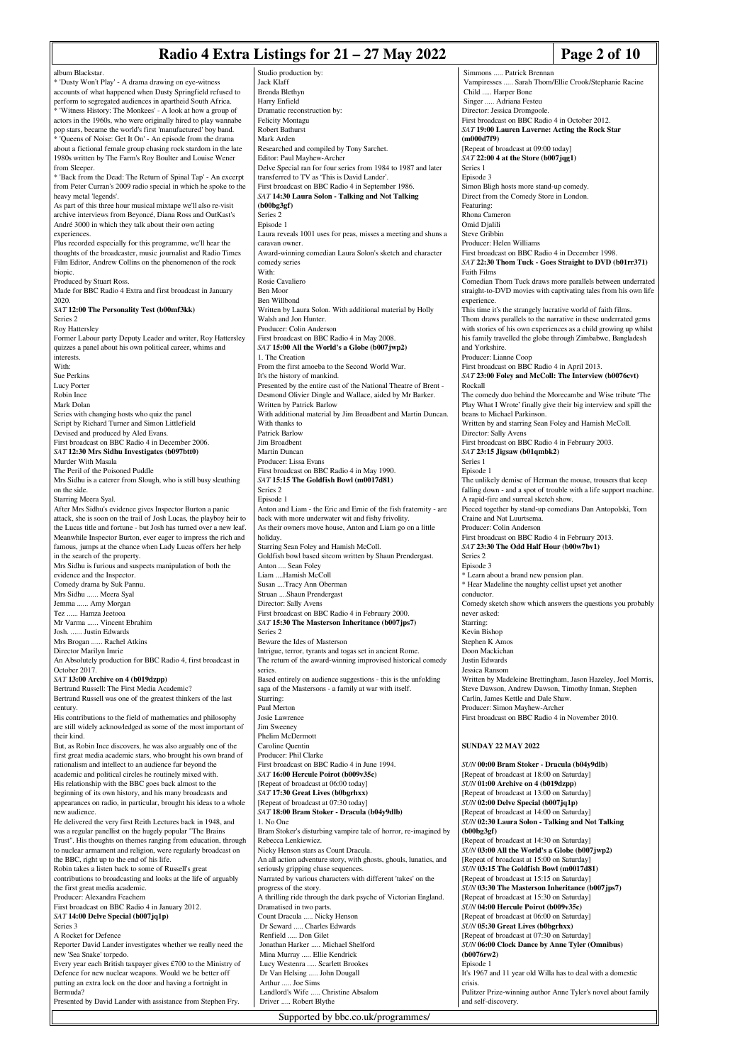album Blackstar.
* 'Dusty Won't Play' - A drama drawing on eye-witness accounts of what happened when Dusty Springfield refused to perform to segregated audiences in apartheid South Africa.
* 'Witness History: The Monkees' - A look at how a group of actors in the 1960s, who were originally hired to play wannabe pop stars, became the world's first 'manufactured' boy band.
* 'Queens of Noise: Get It On' - An episode from the drama about a fictional female group chasing rock stardom in the late 1980s written by The Farm's Roy Boulter and Louise Wener from Sleeper.
* 'Back from the Dead: The Return of Spinal Tap' - An excerpt from Peter Curran's 2009 radio special in which he spoke to the heavy metal 'legends'.
As part of this three hour musical mixtape we'll also re-visit archive interviews from Beyoncé, Diana Ross and OutKast's André 3000 in which they talk about their own acting experiences.
Plus recorded especially for this programme, we'll hear the thoughts of the broadcaster, music journalist and Radio Times Film Editor, Andrew Collins on the phenomenon of the rock biopic.
Produced by Stuart Ross.
Made for BBC Radio 4 Extra and first broadcast in January 2020.

*SAT* **12:00 The Personality Test (b00mf3kk)**
Series 2
Roy Hattersley
Former Labour party Deputy Leader and writer, Roy Hattersley quizzes a panel about his own political career, whims and interests.
With:
Sue Perkins
Lucy Porter
Robin Ince
Mark Dolan
Series with changing hosts who quiz the panel
Script by Richard Turner and Simon Littlefield
Devised and produced by Aled Evans.
First broadcast on BBC Radio 4 in December 2006.

*SAT* **12:30 Mrs Sidhu Investigates (b097btt0)**
Murder With Masala
The Peril of the Poisoned Puddle
Mrs Sidhu is a caterer from Slough, who is still busy sleuthing on the side.
Starring Meera Syal.
After Mrs Sidhu's evidence gives Inspector Burton a panic attack, she is soon on the trail of Josh Lucas, the playboy heir to the Lucas title and fortune - but Josh has turned over a new leaf. Meanwhile Inspector Burton, ever eager to impress the rich and famous, jumps at the chance when Lady Lucas offers her help in the search of the property.
Mrs Sidhu is furious and suspects manipulation of both the evidence and the Inspector.
Comedy drama by Suk Pannu.
Mrs Sidhu ...... Meera Syal
Jemma ...... Amy Morgan
Tez ...... Hamza Jeetooa
Mr Varma ...... Vincent Ebrahim
Josh. ...... Justin Edwards
Mrs Brogan ...... Rachel Atkins
Director Marilyn Imrie
An Absolutely production for BBC Radio 4, first broadcast in October 2017.

*SAT* **13:00 Archive on 4 (b019dzpp)**
Bertrand Russell: The First Media Academic?
Bertrand Russell was one of the greatest thinkers of the last century.
His contributions to the field of mathematics and philosophy are still widely acknowledged as some of the most important of their kind.
But, as Robin Ince discovers, he was also arguably one of the first great media academic stars, who brought his own brand of rationalism and intellect to an audience far beyond the academic and political circles he routinely mixed with.
His relationship with the BBC goes back almost to the beginning of its own history, and his many broadcasts and appearances on radio, in particular, brought his ideas to a whole new audience.
He delivered the very first Reith Lectures back in 1948, and was a regular panellist on the hugely popular "The Brains Trust". His thoughts on themes ranging from education, through to nuclear armament and religion, were regularly broadcast on the BBC, right up to the end of his life.
Robin takes a listen back to some of Russell's great contributions to broadcasting and looks at the life of arguably the first great media academic.
Producer: Alexandra Feachem
First broadcast on BBC Radio 4 in January 2012.

*SAT* **14:00 Delve Special (b007jq1p)**
Series 3
A Rocket for Defence
Reporter David Lander investigates whether we really need the new 'Sea Snake' torpedo.
Every year each British taxpayer gives £700 to the Ministry of Defence for new nuclear weapons. Would we be better off putting an extra lock on the door and having a fortnight in Bermuda?
Presented by David Lander with assistance from Stephen Fry.
Studio production by:
Jack Klaff
Brenda Blethyn
Harry Enfield
Dramatic reconstruction by:
Felicity Montagu
Robert Bathurst
Mark Arden
Researched and compiled by Tony Sarchet.
Editor: Paul Mayhew-Archer
Delve Special ran for four series from 1984 to 1987 and later transferred to TV as 'This is David Lander'.
First broadcast on BBC Radio 4 in September 1986.

*SAT* **14:30 Laura Solon - Talking and Not Talking (b00bg3gf)**
Series 2
Episode 1
Laura reveals 1001 uses for peas, misses a meeting and shuns a caravan owner.
Award-winning comedian Laura Solon's sketch and character comedy series
With:
Rosie Cavaliero
Ben Moor
Ben Willbond
Written by Laura Solon. With additional material by Holly Walsh and Jon Hunter.
Producer: Colin Anderson
First broadcast on BBC Radio 4 in May 2008.

*SAT* **15:00 All the World's a Globe (b007jwp2)**
1. The Creation
From the first amoeba to the Second World War.
It's the history of mankind.
Presented by the entire cast of the National Theatre of Brent - Desmond Olivier Dingle and Wallace, aided by Mr Barker.
Written by Patrick Barlow
With additional material by Jim Broadbent and Martin Duncan.
With thanks to
Patrick Barlow
Jim Broadbent
Martin Duncan
Producer: Lissa Evans
First broadcast on BBC Radio 4 in May 1990.

*SAT* **15:15 The Goldfish Bowl (m0017d81)**
Series 2
Episode 1
Anton and Liam - the Eric and Ernie of the fish fraternity - are back with more underwater wit and fishy frivolity.
As their owners move house, Anton and Liam go on a little holiday.
Starring Sean Foley and Hamish McColl.
Goldfish bowl based sitcom written by Shaun Prendergast.
Anton .... Sean Foley
Liam .... Hamish McColl
Susan .... Tracy Ann Oberman
Struan .... Shaun Prendergast
Director: Sally Avens
First broadcast on BBC Radio 4 in February 2000.

*SAT* **15:30 The Masterson Inheritance (b007jps7)**
Series 2
Beware the Ides of Masterson
Intrigue, terror, tyrants and togas set in ancient Rome.
The return of the award-winning improvised historical comedy series.
Based entirely on audience suggestions - this is the unfolding saga of the Mastersons - a family at war with itself.
Starring:
Paul Merton
Josie Lawrence
Jim Sweeney
Phelim McDermott
Caroline Quentin
Producer: Phil Clarke
First broadcast on BBC Radio 4 in June 1994.

*SAT* **16:00 Hercule Poirot (b009v35c)**
[Repeat of broadcast at 06:00 today]

*SAT* **17:30 Great Lives (b0bgrhxx)**
[Repeat of broadcast at 07:30 today]

*SAT* **18:00 Bram Stoker - Dracula (b04y9dlb)**
1. No One
Bram Stoker's disturbing vampire tale of horror, re-imagined by Rebecca Lenkiewicz.
Nicky Henson stars as Count Dracula.
An all action adventure story, with ghosts, ghouls, lunatics, and seriously gripping chase sequences.
Narrated by various characters with different 'takes' on the progress of the story.
A thrilling ride through the dark psyche of Victorian England.
Dramatised in two parts.
Count Dracula ..... Nicky Henson
Dr Seward ..... Charles Edwards
Renfield ..... Don Gilet
Jonathan Harker ..... Michael Shelford
Mina Murray ..... Ellie Kendrick
Lucy Westenra ..... Scarlett Brookes
Dr Van Helsing ..... John Dougall
Arthur ..... Joe Sims
Landlord's Wife ..... Christine Absalom
Driver ..... Robert Blythe
Simmons ..... Patrick Brennan
Vampiresses ..... Sarah Thom/Ellie Crook/Stephanie Racine
Child ..... Harper Bone
Singer ..... Adriana Festeu
Director: Jessica Dromgoole.
First broadcast on BBC Radio 4 in October 2012.

*SAT* **19:00 Lauren Laverne: Acting the Rock Star (m000d7f9)**
[Repeat of broadcast at 09:00 today]

*SAT* **22:00 4 at the Store (b007jqg1)**
Series 1
Episode 3
Simon Bligh hosts more stand-up comedy.
Direct from the Comedy Store in London.
Featuring:
Rhona Cameron
Omid Djalili
Steve Gribbin
Producer: Helen Williams
First broadcast on BBC Radio 4 in December 1998.

*SAT* **22:30 Thom Tuck - Goes Straight to DVD (b01rr371)**
Faith Films
Comedian Thom Tuck draws more parallels between underrated straight-to-DVD movies with captivating tales from his own life experience.
This time it's the strangely lucrative world of faith films.
Thom draws parallels to the narrative in these underrated gems with stories of his own experiences as a child growing up whilst his family travelled the globe through Zimbabwe, Bangladesh and Yorkshire.
Producer: Lianne Coop
First broadcast on BBC Radio 4 in April 2013.

*SAT* **23:00 Foley and McColl: The Interview (b0076cvt)**
Rockall
The comedy duo behind the Morecambe and Wise tribute 'The Play What I Wrote' finally give their big interview and spill the beans to Michael Parkinson.
Written by and starring Sean Foley and Hamish McColl.
Director: Sally Avens
First broadcast on BBC Radio 4 in February 2003.

*SAT* **23:15 Jigsaw (b01qmbk2)**
Series 1
Episode 1
The unlikely demise of Herman the mouse, trousers that keep falling down - and a spot of trouble with a life support machine.
A rapid-fire and surreal sketch show.
Pieced together by stand-up comedians Dan Antopolski, Tom Craine and Nat Luurtsema.
Producer: Colin Anderson
First broadcast on BBC Radio 4 in February 2013.

*SAT* **23:30 The Odd Half Hour (b00w7bv1)**
Series 2
Episode 3
* Learn about a brand new pension plan.
* Hear Madeline the naughty cellist upset yet another conductor.
Comedy sketch show which answers the questions you probably never asked:
Starring:
Kevin Bishop
Stephen K Amos
Doon Mackichan
Justin Edwards
Jessica Ransom
Written by Madeleine Brettingham, Jason Hazeley, Joel Morris, Steve Dawson, Andrew Dawson, Timothy Inman, Stephen Carlin, James Kettle and Dale Shaw.
Producer: Simon Mayhew-Archer
First broadcast on BBC Radio 4 in November 2010.

## SUNDAY 22 MAY 2022

*SUN* **00:00 Bram Stoker - Dracula (b04y9dlb)**
[Repeat of broadcast at 18:00 on Saturday]

*SUN* **01:00 Archive on 4 (b019dzpp)**
[Repeat of broadcast at 13:00 on Saturday]

*SUN* **02:00 Delve Special (b007jq1p)**
[Repeat of broadcast at 14:00 on Saturday]

*SUN* **02:30 Laura Solon - Talking and Not Talking (b00bg3gf)**
[Repeat of broadcast at 14:30 on Saturday]

*SUN* **03:00 All the World's a Globe (b007jwp2)**
[Repeat of broadcast at 15:00 on Saturday]

*SUN* **03:15 The Goldfish Bowl (m0017d81)**
[Repeat of broadcast at 15:15 on Saturday]

*SUN* **03:30 The Masterson Inheritance (b007jps7)**
[Repeat of broadcast at 15:30 on Saturday]

*SUN* **04:00 Hercule Poirot (b009v35c)**
[Repeat of broadcast at 06:00 on Saturday]

*SUN* **05:30 Great Lives (b0bgrhxx)**
[Repeat of broadcast at 07:30 on Saturday]

*SUN* **06:00 Clock Dance by Anne Tyler (Omnibus) (b0076rw2)**
Episode 1
It's 1967 and 11 year old Willa has to deal with a domestic crisis.
Pulitzer Prize-winning author Anne Tyler's novel about family and self-discovery.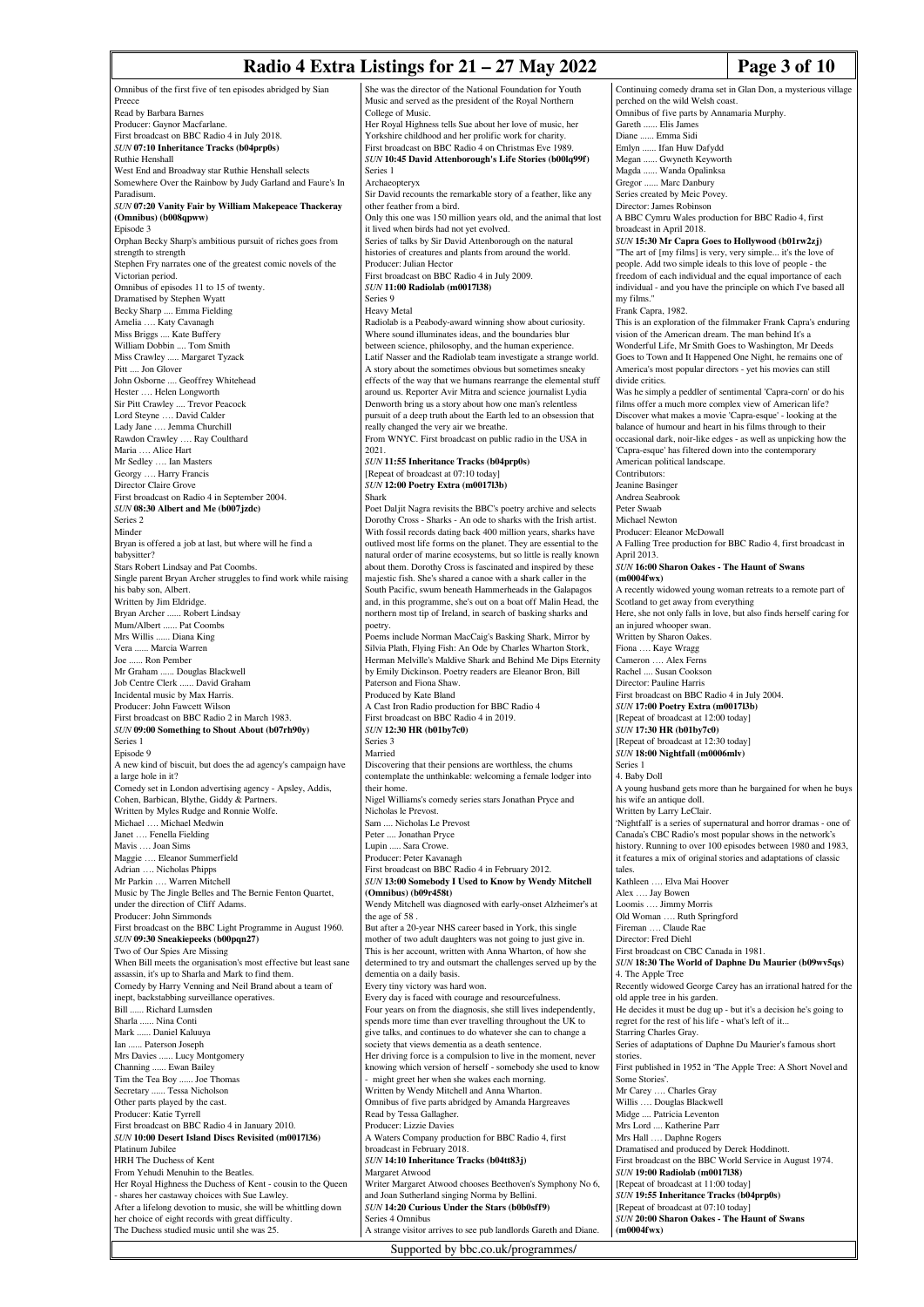Omnibus of the first five of ten episodes abridged by Sian Preece
Read by Barbara Barnes
Producer: Gaynor Macfarlane.
First broadcast on BBC Radio 4 in July 2018.

*SUN* **07:10 Inheritance Tracks (b04prp0s)**
Ruthie Henshall
West End and Broadway star Ruthie Henshall selects Somewhere Over the Rainbow by Judy Garland and Fauré's In Paradisum.

*SUN* **07:20 Vanity Fair by William Makepeace Thackeray (Omnibus) (b008qpww)**
Episode 3
Orphan Becky Sharp's ambitious pursuit of riches goes from strength to strength
Stephen Fry narrates one of the greatest comic novels of the Victorian period.
Omnibus of episodes 11 to 15 of twenty.
Dramatised by Stephen Wyatt
Becky Sharp .... Emma Fielding
Amelia …. Katy Cavanagh
Miss Briggs .... Kate Buffery
William Dobbin .... Tom Smith
Miss Crawley ..... Margaret Tyzack
Pitt .... Jon Glover
John Osborne .... Geoffrey Whitehead
Hester …. Helen Longworth
Sir Pitt Crawley .... Trevor Peacock
Lord Steyne …. David Calder
Lady Jane …. Jemma Churchill
Rawdon Crawley …. Ray Coulthard
Maria …. Alice Hart
Mr Sedley .... Ian Masters
Georgy …. Harry Francis
Director Claire Grove
First broadcast on Radio 4 in September 2004.

*SUN* **08:30 Albert and Me (b007jzdc)**
Series 2
Minder
Bryan is offered a job at last, but where will he find a babysitter?
Stars Robert Lindsay and Pat Coombs.
Single parent Bryan Archer struggles to find work while raising his baby son, Albert.
Written by Jim Eldridge.
Bryan Archer ...... Robert Lindsay
Mum/Albert ...... Pat Coombs
Mrs Willis ...... Diana King
Vera ...... Marcia Warren
Joe ...... Ron Pember
Mr Graham ...... Douglas Blackwell
Job Centre Clerk ...... David Graham
Incidental music by Max Harris.
Producer: John Fawcett Wilson
First broadcast on BBC Radio 2 in March 1983.

*SUN* **09:00 Something to Shout About (b07rh90y)**
Series 1
Episode 9
A new kind of biscuit, but does the ad agency's campaign have a large hole in it?
Comedy set in London advertising agency - Apsley, Addis, Cohen, Barbican, Blythe, Giddy & Partners.
Written by Myles Rudge and Ronnie Wolfe.
Michael …. Michael Medwin
Janet …. Fenella Fielding
Mavis …. Joan Sims
Maggie …. Eleanor Summerfield
Adrian …. Nicholas Phipps
Mr Parkin …. Warren Mitchell
Music by The Jingle Belles and The Bernie Fenton Quartet, under the direction of Cliff Adams.
Producer: John Simmonds
First broadcast on the BBC Light Programme in August 1960.

*SUN* **09:30 Sneakiepeeks (b00pqn27)**
Two of Our Spies Are Missing
When Bill meets the organisation's most effective but least sane assassin, it's up to Sharla and Mark to find them.
Comedy by Harry Venning and Neil Brand about a team of inept, backstabbing surveillance operatives.
Bill ...... Richard Lumsden
Sharla ...... Nina Conti
Mark ...... Daniel Kaluuya
Ian ...... Paterson Joseph
Mrs Davies ...... Lucy Montgomery
Channing ...... Ewan Bailey
Tim the Tea Boy ...... Joe Thomas
Secretary ...... Tessa Nicholson
Other parts played by the cast.
Producer: Katie Tyrrell
First broadcast on BBC Radio 4 in January 2010.

*SUN* **10:00 Desert Island Discs Revisited (m0017l36)**
Platinum Jubilee
HRH The Duchess of Kent
From Yehudi Menuhin to the Beatles.
Her Royal Highness the Duchess of Kent - cousin to the Queen - shares her castaway choices with Sue Lawley.
After a lifelong devotion to music, she will be whittling down her choice of eight records with great difficulty.
The Duchess studied music until she was 25.
She was the director of the National Foundation for Youth Music and served as the president of the Royal Northern College of Music.
Her Royal Highness tells Sue about her love of music, her Yorkshire childhood and her prolific work for charity.
First broadcast on BBC Radio 4 on Christmas Eve 1989.

*SUN* **10:45 David Attenborough's Life Stories (b00lq99f)**
Series 1
Archaeopteryx
Sir David recounts the remarkable story of a feather, like any other feather from a bird.
Only this one was 150 million years old, and the animal that lost it lived when birds had not yet evolved.
Series of talks by Sir David Attenborough on the natural histories of creatures and plants from around the world.
Producer: Julian Hector
First broadcast on BBC Radio 4 in July 2009.

*SUN* **11:00 Radiolab (m0017l38)**
Series 9
Heavy Metal
Radiolab is a Peabody-award winning show about curiosity. Where sound illuminates ideas, and the boundaries blur between science, philosophy, and the human experience.
Latif Nasser and the Radiolab team investigate a strange world. A story about the sometimes obvious but sometimes sneaky effects of the way that we humans rearrange the elemental stuff around us. Reporter Avir Mitra and science journalist Lydia Denworth bring us a story about how one man's relentless pursuit of a deep truth about the Earth led to an obsession that really changed the very air we breathe.
From WNYC. First broadcast on public radio in the USA in 2021.

*SUN* **11:55 Inheritance Tracks (b04prp0s)**
[Repeat of broadcast at 07:10 today]

*SUN* **12:00 Poetry Extra (m0017l3b)**
Shark
Poet Daljit Nagra revisits the BBC's poetry archive and selects Dorothy Cross - Sharks - An ode to sharks with the Irish artist.
With fossil records dating back 400 million years, sharks have outlived most life forms on the planet. They are essential to the natural order of marine ecosystems, but so little is really known about them. Dorothy Cross is fascinated and inspired by these majestic fish. She's shared a canoe with a shark caller in the South Pacific, swum beneath Hammerheads in the Galapagos and, in this programme, she's out on a boat off Malin Head, the northern most tip of Ireland, in search of basking sharks and poetry.
Poems include Norman MacCaig's Basking Shark, Mirror by Silvia Plath, Flying Fish: An Ode by Charles Wharton Stork, Herman Melville's Maldive Shark and Behind Me Dips Eternity by Emily Dickinson. Poetry readers are Eleanor Bron, Bill Paterson and Fiona Shaw.
Produced by Kate Bland
A Cast Iron Radio production for BBC Radio 4
First broadcast on BBC Radio 4 in 2019.

*SUN* **12:30 HR (b01by7c0)**
Series 3
Married
Discovering that their pensions are worthless, the chums contemplate the unthinkable: welcoming a female lodger into their home.
Nigel Williams's comedy series stars Jonathan Pryce and Nicholas le Prevost.
Sam .... Nicholas Le Prevost
Peter .... Jonathan Pryce
Lupin ..... Sara Crowe.
Producer: Peter Kavanagh
First broadcast on BBC Radio 4 in February 2012.

*SUN* **13:00 Somebody I Used to Know by Wendy Mitchell (Omnibus) (b09r458t)**
Wendy Mitchell was diagnosed with early-onset Alzheimer's at the age of 58 .
But after a 20-year NHS career based in York, this single mother of two adult daughters was not going to just give in. This is her account, written with Anna Wharton, of how she determined to try and outsmart the challenges served up by the dementia on a daily basis.
Every tiny victory was hard won.
Every day is faced with courage and resourcefulness.
Four years on from the diagnosis, she still lives independently, spends more time than ever travelling throughout the UK to give talks, and continues to do whatever she can to change a society that views dementia as a death sentence.
Her driving force is a compulsion to live in the moment, never knowing which version of herself - somebody she used to know - might greet her when she wakes each morning.
Written by Wendy Mitchell and Anna Wharton.
Omnibus of five parts abridged by Amanda Hargreaves
Read by Tessa Gallagher.
Producer: Lizzie Davies
A Waters Company production for BBC Radio 4, first broadcast in February 2018.

*SUN* **14:10 Inheritance Tracks (b04tt83j)**
Margaret Atwood
Writer Margaret Atwood chooses Beethoven's Symphony No 6, and Joan Sutherland singing Norma by Bellini.

*SUN* **14:20 Curious Under the Stars (b0b0sff9)**
Series 4 Omnibus
A strange visitor arrives to see pub landlords Gareth and Diane.
Continuing comedy drama set in Glan Don, a mysterious village perched on the wild Welsh coast.
Omnibus of five parts by Annamaria Murphy.
Gareth ...... Elis James
Diane ...... Emma Sidi
Emlyn ...... Ifan Huw Dafydd
Megan ...... Gwyneth Keyworth
Magda ...... Wanda Opalinksa
Gregor ...... Marc Danbury
Series created by Meic Povey.
Director: James Robinson
A BBC Cymru Wales production for BBC Radio 4, first broadcast in April 2018.

*SUN* **15:30 Mr Capra Goes to Hollywood (b01rw2zj)**
"The art of [my films] is very, very simple... it's the love of people. Add two simple ideals to this love of people - the freedom of each individual and the equal importance of each individual - and you have the principle on which I've based all my films."
Frank Capra, 1982.
This is an exploration of the filmmaker Frank Capra's enduring vision of the American dream. The man behind It's a Wonderful Life, Mr Smith Goes to Washington, Mr Deeds Goes to Town and It Happened One Night, he remains one of America's most popular directors - yet his movies can still divide critics.
Was he simply a peddler of sentimental 'Capra-corn' or do his films offer a much more complex view of American life? Discover what makes a movie 'Capra-esque' - looking at the balance of humour and heart in his films through to their occasional dark, noir-like edges - as well as unpicking how the 'Capra-esque' has filtered down into the contemporary American political landscape.
Contributors:
Jeanine Basinger
Andrea Seabrook
Peter Swaab
Michael Newton
Producer: Eleanor McDowall
A Falling Tree production for BBC Radio 4, first broadcast in April 2013.

*SUN* **16:00 Sharon Oakes - The Haunt of Swans (m0004fwx)**
A recently widowed young woman retreats to a remote part of Scotland to get away from everything
Here, she not only falls in love, but also finds herself caring for an injured whooper swan.
Written by Sharon Oakes.
Fiona …. Kaye Wragg
Cameron …. Alex Ferns
Rachel .... Susan Cookson
Director: Pauline Harris
First broadcast on BBC Radio 4 in July 2004.

*SUN* **17:00 Poetry Extra (m0017l3b)**
[Repeat of broadcast at 12:00 today]

*SUN* **17:30 HR (b01by7c0)**
[Repeat of broadcast at 12:30 today]

*SUN* **18:00 Nightfall (m0006mlv)**
Series 1
4. Baby Doll
A young husband gets more than he bargained for when he buys his wife an antique doll.
Written by Larry LeClair.
'Nightfall' is a series of supernatural and horror dramas - one of Canada's CBC Radio's most popular shows in the network's history. Running to over 100 episodes between 1980 and 1983, it features a mix of original stories and adaptations of classic tales.
Kathleen …. Elva Mai Hoover
Alex …. Jay Bowen
Loomis …. Jimmy Morris
Old Woman …. Ruth Springford
Fireman …. Claude Rae
Director: Fred Diehl
First broadcast on CBC Canada in 1981.

*SUN* **18:30 The World of Daphne Du Maurier (b09wv5qs)**
4. The Apple Tree
Recently widowed George Carey has an irrational hatred for the old apple tree in his garden.
He decides it must be dug up - but it's a decision he's going to regret for the rest of his life - what's left of it...
Starring Charles Gray.
Series of adaptations of Daphne Du Maurier's famous short stories.
First published in 1952 in 'The Apple Tree: A Short Novel and Some Stories'.
Mr Carey …. Charles Gray
Willis …. Douglas Blackwell
Midge .... Patricia Leventon
Mrs Lord .... Katherine Parr
Mrs Hall …. Daphne Rogers
Dramatised and produced by Derek Hoddinott.
First broadcast on the BBC World Service in August 1974.

*SUN* **19:00 Radiolab (m0017l38)**
[Repeat of broadcast at 11:00 today]

*SUN* **19:55 Inheritance Tracks (b04prp0s)**
[Repeat of broadcast at 07:10 today]

*SUN* **20:00 Sharon Oakes - The Haunt of Swans (m0004fwx)**

Supported by bbc.co.uk/programmes/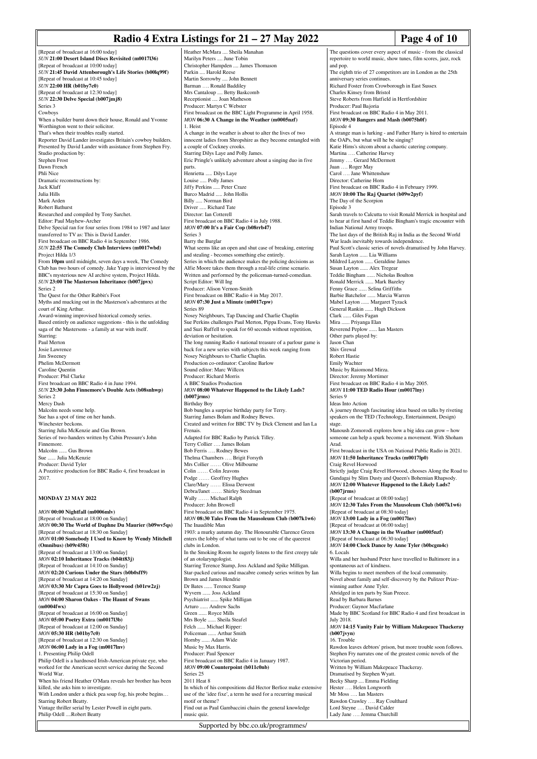[Repeat of broadcast at 16:00 today]

*SUN* **21:00 Desert Island Discs Revisited (m0017l36)**

[Repeat of broadcast at 10:00 today]

*SUN* **21:45 David Attenborough's Life Stories (b00lq99f)**

[Repeat of broadcast at 10:45 today]

*SUN* **22:00 HR (b01by7c0)**

[Repeat of broadcast at 12:30 today]

*SUN* **22:30 Delve Special (b007jmj8)**

Series 3

Cowboys

When a builder burnt down their house, Ronald and Yvonne Worthington went to their solicitor.

That's when their troubles really started.

Reporter David Lander investigates Britain's cowboy builders.

Presented by David Lander with assistance from Stephen Fry.

Studio production by:

Stephen Frost

Dawn French

Phli Nice

Dramatic reconstructions by:

Jack Klaff

Julia Hills

Mark Arden

Robert Bathurst

Researched and compiled by Tony Sarchet.

Editor: Paul Mayhew-Archer

Delve Special ran for four series from 1984 to 1987 and later transferred to TV as: This is David Lander.

First broadcast on BBC Radio 4 in September 1986.

*SUN* **22:55 The Comedy Club Interviews (m0017wbd)**

Project Hilda 1/3

From **10pm** until midnight, seven days a week, The Comedy Club has two hours of comedy. Jake Yapp is interviewed by the BBC's mysterious new AI archive system, Project Hilda.

*SUN* **23:00 The Masterson Inheritance (b007jpvx)**

Series 2

The Quest for the Other Rabbit's Foot

Myths and mucking out in the Masterson's adventures at the court of King Arthur.

Award-winning improvised historical comedy series.

Based entirely on audience suggestions - this is the unfolding saga of the Mastersons - a family at war with itself.

Starring:

Paul Merton

Josie Lawrence

Jim Sweeney

Phelim McDermott

Caroline Quentin

Producer: Phil Clarke

First broadcast on BBC Radio 4 in June 1994.

*SUN* **23:30 John Finnemore's Double Acts (b08snhwp)**

Series 2

Mercy Dash

Malcolm needs some help.

Sue has a spot of time on her hands.

Winchester beckons.

Starring Julia McKenzie and Gus Brown.

Series of two-handers written by Cabin Pressure's John Finnemore.

Malcolm ...... Gus Brown

Sue ...... Julia McKenzie

Producer: David Tyler

A Pozzitive production for BBC Radio 4, first broadcast in 2017.

## MONDAY 23 MAY 2022

*MON* **00:00 Nightfall (m0006mlv)**

[Repeat of broadcast at 18:00 on Sunday]

*MON* **00:30 The World of Daphne Du Maurier (b09wv5qs)**

[Repeat of broadcast at 18:30 on Sunday]

*MON* **01:00 Somebody I Used to Know by Wendy Mitchell (Omnibus) (b09r458t)**

[Repeat of broadcast at 13:00 on Sunday]

*MON* **02:10 Inheritance Tracks (b04tt83j)**

[Repeat of broadcast at 14:10 on Sunday]

*MON* **02:20 Curious Under the Stars (b0b0sff9)**

[Repeat of broadcast at 14:20 on Sunday]

*MON* **03:30 Mr Capra Goes to Hollywood (b01rw2zj)**

[Repeat of broadcast at 15:30 on Sunday]

*MON* **04:00 Sharon Oakes - The Haunt of Swans (m0004fwx)**

[Repeat of broadcast at 16:00 on Sunday]

*MON* **05:00 Poetry Extra (m0017l3b)**

[Repeat of broadcast at 12:00 on Sunday]

*MON* **05:30 HR (b01by7c0)**

[Repeat of broadcast at 12:30 on Sunday]

*MON* **06:00 Lady in a Fog (m0017lnv)**

1. Presenting Philip Odell

Philip Odell is a hardnosed Irish-American private eye, who worked for the American secret service during the Second World War.

When his friend Heather O'Mara reveals her brother has been killed, she asks him to investigate.

With London under a thick pea soup fog, his probe begins…

Starring Robert Beatty.

Vintage thriller serial by Lester Powell in eight parts.

Philip Odell ....Robert Beatty

Heather McMara .... Sheila Manahan

Marilyn Peters .... June Tobin

Christopher Hampden .... James Thomason

Parkin .... Harold Reese

Martin Sorrowby .... John Bennett

Barman …. Ronald Baddiley

Mrs Cantaloup .... Betty Baskcomb

Receptionist .... Joan Matheson

Producer: Martyn C Webster

First broadcast on the BBC Light Programme in April 1958.

*MON* **06:30 A Change in the Weather (m0005nzf)**

1. Heist

A change in the weather is about to alter the lives of two innocent ladies from Shropshire as they become entangled with a couple of Cockney crooks.

Starring Dilys Laye and Polly James.

Eric Pringle's unlikely adventure about a singing duo in five parts.

Henrietta ..... Dilys Laye

Louise ..... Polly James

Jiffy Perkins ..... Peter Craze

Burco Madrid ..... John Hollis

Billy ..... Norman Bird

Driver ..... Richard Tate

Director: Ian Cotterell

First broadcast on BBC Radio 4 in July 1988.

*MON* **07:00 It's a Fair Cop (b08rrb47)**

Series 3

Barry the Burglar

What seems like an open and shut case of breaking, entering and stealing - becomes something else entirely.

Series in which the audience makes the policing decisions as Alfie Moore takes them through a real-life crime scenario.

Written and performed by the policeman-turned-comedian.

Script Editor: Will Ing

Producer: Alison Vernon-Smith

First broadcast on BBC Radio 4 in May 2017.

*MON* **07:30 Just a Minute (m0017cpw)**

Series 89

Nosey Neighbours, Tap Dancing and Charlie Chaplin

Sue Perkins challenges Paul Merton, Pippa Evans, Tony Hawks and Suzi Ruffell to speak for 60 seconds without repetition, deviation or hesitation.

The long running Radio 4 national treasure of a parlour game is back for a new series with subjects this week ranging from Nosey Neighbours to Charlie Chaplin.

Production co-ordinator: Caroline Barlow

Sound editor: Marc Willcox

Producer: Richard Morris

A BBC Studios Production

*MON* **08:00 Whatever Happened to the Likely Lads? (b007jrms)**

Birthday Boy

Bob bungles a surprise birthday party for Terry.

Starring James Bolam and Rodney Bewes.

Created and written for BBC TV by Dick Clement and Ian La Frenais.

Adapted for BBC Radio by Patrick Tilley.

Terry Collier …. James Bolam

Bob Ferris …. Rodney Bewes

Thelma Chambers …. Brigit Forsyth

Mrs Collier …… Olive Milbourne

Colin …… Colin Jeavons

Podge …… Geoffrey Hughes

Clare/Mary …… Elissa Derwent

Debra/Janet …… Shirley Steedman

Wally …… Michael Ralph

Producer: John Browell

First broadcast on BBC Radio 4 in September 1975.

*MON* **08:30 Tales From the Mausoleum Club (b007k1w6)**

The Inaudible Man

1903: a murky autumn day. The Honourable Clarence Green enters the lobby of what turns out to be one of the queerest clubs in London.

In the Smoking Room he eagerly listens to the first creepy tale of an otolaryngologist.

Starring Terence Stamp, Joss Ackland and Spike Milligan.

Star-packed curious and macabre comedy series written by Ian Brown and James Hendrie

Dr Bates ...... Terence Stamp

Wyvern ...... Joss Ackland

Psychiatrist ...... Spike Milligan

Arturo ...... Andrew Sachs

Green ...... Royce Mills

Mrs Boyle ...... Sheila Steafel

Felch ...... Michael Ripper:

Policeman ...... Arthur Smith

Hornby ...... Adam Wide

Music by Max Harris.

Producer: Paul Spencer

First broadcast on BBC Radio 4 in January 1987.

*MON* **09:00 Counterpoint (b011c0nb)**

Series 25

2011 Heat 8

In which of his compositions did Hector Berlioz make extensive use of the 'idee fixe', a term he used for a recurring musical motif or theme?

Find out as Paul Gambaccini chairs the general knowledge music quiz.

The questions cover every aspect of music - from the classical repertoire to world music, show tunes, film scores, jazz, rock and pop.

The eighth trio of 27 competitors are in London as the 25th anniversary series continues.

Richard Foster from Crowborough in East Sussex

Charles Kinsey from Bristol

Steve Roberts from Hatfield in Hertfordshire

Producer: Paul Bajoria

First broadcast on BBC Radio 4 in May 2011.

*MON* **09:30 Bangers and Mash (b0075h0f)**

Episode 4

A strange man is lurking - and Father Harry is hired to entertain the OAPs, but what will he be singing?

Katie Hims's sitcom about a chaotic catering company.

Martina …. Catherine Harvey

Jimmy …. Gerard McDermott

Juan …. Roger May

Carol …. Jane Whittenshaw

Director: Catherine Horn

First broadcast on BBC Radio 4 in February 1999.

*MON* **10:00 The Raj Quartet (b09w2pyf)**

The Day of the Scorpion

Episode 3

Sarah travels to Calcutta to visit Ronald Merrick in hospital and to hear at first hand of Teddie Bingham's tragic encounter with Indian National Army troops.

The last days of the British Raj in India as the Second World War leads inevitably towards independence.

Paul Scott's classic series of novels dramatised by John Harvey.

Sarah Layton ...... Lia Williams

Mildred Layton ...... Geraldine James

Susan Layton ...... Alex Tregear

Teddie Bingham ...... Nicholas Boulton

Ronald Merrick ...... Mark Bazeley

Fenny Grace ...... Selina Griffiths

Barbie Batchelor ...... Marcia Warren

Mabel Layton ...... Margaret Tyzack

General Rankin ...... Hugh Dickson

Clark ...... Giles Fagan

Mira ...... Priyanga Elan

Reverend Peplow ...... Ian Masters

Other parts played by:

Jason Chan

Shiv Grewal

Robert Hastie

Emily Wachter

Music by Raiomond Mirza.

Director: Jeremy Mortimer

First broadcast on BBC Radio 4 in May 2005.

*MON* **11:00 TED Radio Hour (m0017lny)**

Series 9

Ideas Into Action

A journey through fascinating ideas based on talks by riveting speakers on the TED (Technology, Entertainment, Design) stage.

Manoush Zomorodi explores how a big idea can grow – how someone can help a spark become a movement. With Shoham Arad.

First broadcast in the USA on National Public Radio in 2021.

*MON* **11:50 Inheritance Tracks (m0017lp0)**

Craig Revel Horwood

Strictly judge Craig Revel Horwood, chooses Along the Road to Gundagai by Slim Dusty and Queen's Bohemian Rhapsody.

*MON* **12:00 Whatever Happened to the Likely Lads? (b007jrms)**

[Repeat of broadcast at 08:00 today]

*MON* **12:30 Tales From the Mausoleum Club (b007k1w6)**

[Repeat of broadcast at 08:30 today]

*MON* **13:00 Lady in a Fog (m0017lnv)**

[Repeat of broadcast at 06:00 today]

*MON* **13:30 A Change in the Weather (m0005nzf)**

[Repeat of broadcast at 06:30 today]

*MON* **14:00 Clock Dance by Anne Tyler (b0bcgm4c)**

6. Locals

Willa and her husband Peter have travelled to Baltimore in a spontaneous act of kindness.

Willa begins to meet members of the local community.

Novel about family and self-discovery by the Pulitzer Prize-winning author Anne Tyler.

Abridged in ten parts by Sian Preece.

Read by Barbara Barnes

Producer: Gaynor Macfarlane

Made by BBC Scotland for BBC Radio 4 and first broadcast in July 2018.

*MON* **14:15 Vanity Fair by William Makepeace Thackeray (b007jvyn)**

16. Trouble

Rawdon leaves debtors' prison, but more trouble soon follows.

Stephen Fry narrates one of the greatest comic novels of the Victorian period.

Written by William Makepeace Thackeray.

Dramatised by Stephen Wyatt.

Becky Sharp .... Emma Fielding

Hester …. Helen Longworth

Mr Moss …. Ian Masters

Rawdon Crawley …. Ray Coulthard

Lord Steyne …. David Calder

Lady Jane …. Jemma Churchill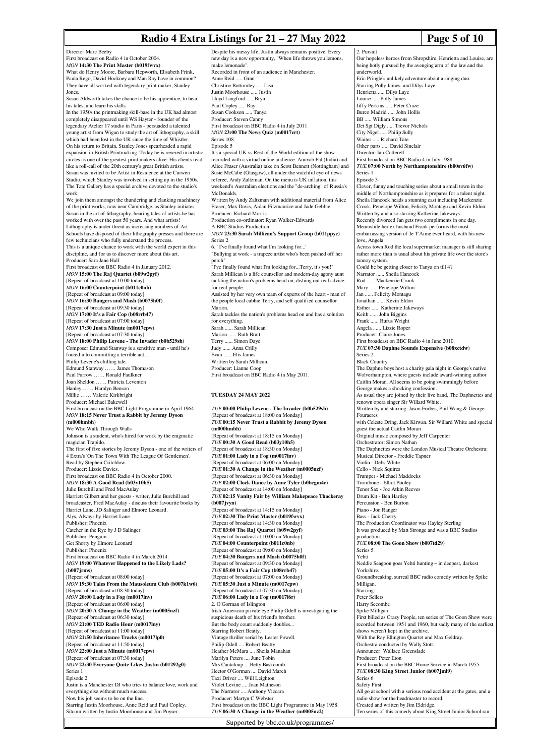Director Marc Beeby
First broadcast on Radio 4 in October 2004.
*MON* **14:30 The Print Master (b019fwvx)**
What do Henry Moore, Barbara Hepworth, Elisabeth Frink, Paula Rego, David Hockney and Man Ray have in common? They have all worked with legendary print maker, Stanley Jones.
Susan Aldworth takes the chance to be his apprentice, to hear his tales, and learn his skills.
In the 1950s the printmaking skill-base in the UK had almost completely disappeared until WS Hayter - founder of the legendary Atelier 17 studio in Paris - persuaded a talented young artist from Wigan to study the art of lithography, a skill which had been lost in the UK since the time of Whistler.
On his return to Britain, Stanley Jones spearheaded a rapid expansion in British Printmaking. Today he is revered in artistic circles as one of the greatest print makers alive. His clients read like a roll-call of the 20th century's great British artists.
Susan was invited to be Artist in Residence at the Curwen Studio, which Stanley was involved in setting up in the 1950s. The Tate Gallery has a special archive devoted to the studio's work.
We join them amongst the thundering and clanking machinery of the print works, now near Cambridge, as Stanley initiates Susan in the art of lithography, hearing tales of artists he has worked with over the past 50 years. And what artists!
Lithography is under threat as increasing numbers of Art Schools have disposed of their lithography presses and there are few technicians who fully understand the process.
This is a unique chance to work with the world expert in this discipline, and for us to discover more about this art.
Producer: Sara Jane Hall
First broadcast on BBC Radio 4 in January 2012.
*MON* **15:00 The Raj Quartet (b09w2pyf)**
[Repeat of broadcast at 10:00 today]
*MON* **16:00 Counterpoint (b011c0nb)**
[Repeat of broadcast at 09:00 today]
*MON* **16:30 Bangers and Mash (b0075h0f)**
[Repeat of broadcast at 09:30 today]
*MON* **17:00 It's a Fair Cop (b08rrb47)**
[Repeat of broadcast at 07:00 today]
*MON* **17:30 Just a Minute (m0017cpw)**
[Repeat of broadcast at 07:30 today]
*MON* **18:00 Philip Levene - The Invader (b0b529sh)**
Composer Edmund Stanway is a sensitive man - until he's forced into committing a terrible act...
Philip Levene's chilling tale.
Edmund Stanway …… James Thomason
Paul Farrow …… Ronald Faulkner
Joan Sheldon …… Patricia Leventon
Hanley …… Hamlyn Benson
Millie …… Valerie Kirkbright
Producer: Michael Bakewell
First broadcast on the BBC Light Programme in April 1964.
*MON* **18:15 Never Trust a Rabbit by Jeremy Dyson (m000hmbh)**
We Who Walk Through Walls
Johnson is a student, who's hired for work by the enigmatic magician Trapido.
The first of five stories by Jeremy Dyson - one of the writers of 4 Extra's 'On The Town With The League Of Gentlemen'.
Read by Stephen Critchlow.
Producer: Lizzie Davies.
First broadcast on BBC Radio 4 in October 2000.
*MON* **18:30 A Good Read (b03y10h5)**
Julie Burchill and Fred MacAulay
Harriett Gilbert and her guests - writer, Julie Burchill and broadcaster, Fred MacAulay - discuss their favourite books by Harriet Lane, JD Salinger and Elmore Leonard.
Alys, Always by Harriet Lane
Publisher: Phoenix
Catcher in the Rye by J D Salinger
Publisher: Penguin
Get Shorty by Elmore Leonard
Publisher: Phoenix
First broadcast on BBC Radio 4 in March 2014.
*MON* **19:00 Whatever Happened to the Likely Lads? (b007jrms)**
[Repeat of broadcast at 08:00 today]
*MON* **19:30 Tales From the Mausoleum Club (b007k1w6)**
[Repeat of broadcast at 08:30 today]
*MON* **20:00 Lady in a Fog (m0017lnv)**
[Repeat of broadcast at 06:00 today]
*MON* **20:30 A Change in the Weather (m0005nzf)**
[Repeat of broadcast at 06:30 today]
*MON* **21:00 TED Radio Hour (m0017lny)**
[Repeat of broadcast at 11:00 today]
*MON* **21:50 Inheritance Tracks (m0017lp0)**
[Repeat of broadcast at 11:50 today]
*MON* **22:00 Just a Minute (m0017cpw)**
[Repeat of broadcast at 07:30 today]
*MON* **22:30 Everyone Quite Likes Justin (b01292g0)**
Series 1
Episode 2
Justin is a Manchester DJ who tries to balance love, work and everything else without much success.
Now his job seems to be on the line.
Starring Justin Moorhouse, Anne Reid and Paul Copley.
Sitcom written by Justin Moorhouse and Jim Poyser.
Despite his messy life, Justin always remains positive. Every new day is a new opportunity, "When life throws you lemons, make lemonade".
Recorded in front of an audience in Manchester.
Anne Reid ..... Gran
Christine Bottomley ..... Lisa
Justin Moorhouse ..... Justin
Lloyd Langford ..... Bryn
Paul Copley ..... Ray
Susan Cookson ..... Tanya
Producer: Steven Canny
First broadcast on BBC Radio 4 in July 2011
*MON* **23:00 The News Quiz (m0017crt)**
Series 108
Episode 5
It's a special UK vs Rest of the World edition of the show recorded with a virtual online audience. Anuvab Pal (India) and Alice Fraser (Australia) take on Scott Bennett (Nottingham) and Susie McCabe (Glasgow), all under the watchful eye of news referee, Andy Zaltzman. On the menu is UK inflation, this weekend's Australian elections and the "de-arching" of Russia's McDonalds.
Written by Andy Zaltzman with additional material from Alice Fraser, Max Davis, Aidan Fitzmaurice and Jade Gebbie.
Producer: Richard Morris
Production co-ordinator: Ryan Walker-Edwards
A BBC Studios Production
*MON* **23:30 Sarah Millican's Support Group (b011ppyc)**
Series 2
6. ' I've finally found what I'm looking for...'
"Bullying at work - a trapeze artist who's been pushed off her perch"
"I've finally found what I'm looking for...Terry, it's you!"
Sarah Millican is a life counsellor and modern-day agony aunt tackling the nation's problems head on, dishing out real advice for real people.
Assisted by her very own team of experts of the heart - man of the people local cabbie Terry, and self qualified counsellor Marion.
Sarah tackles the nation's problems head on and has a solution for everything.
Sarah ...... Sarah Millican
Marion ...... Ruth Bratt
Terry ...... Simon Daye
Judy ...... Anna Crilly
Evan ...... Elis James
Written by Sarah Millican.
Producer: Lianne Coop
First broadcast on BBC Radio 4 in May 2011.

## TUESDAY 24 MAY 2022

*TUE* **00:00 Philip Levene - The Invader (b0b529sh)**
[Repeat of broadcast at 18:00 on Monday]
*TUE* **00:15 Never Trust a Rabbit by Jeremy Dyson (m000hmbh)**
[Repeat of broadcast at 18:15 on Monday]
*TUE* **00:30 A Good Read (b03y10h5)**
[Repeat of broadcast at 18:30 on Monday]
*TUE* **01:00 Lady in a Fog (m0017lnv)**
[Repeat of broadcast at 06:00 on Monday]
*TUE* **01:30 A Change in the Weather (m0005nzf)**
[Repeat of broadcast at 06:30 on Monday]
*TUE* **02:00 Clock Dance by Anne Tyler (b0bcgm4c)**
[Repeat of broadcast at 14:00 on Monday]
*TUE* **02:15 Vanity Fair by William Makepeace Thackeray (b007jvyn)**
[Repeat of broadcast at 14:15 on Monday]
*TUE* **02:30 The Print Master (b019fwvx)**
[Repeat of broadcast at 14:30 on Monday]
*TUE* **03:00 The Raj Quartet (b09w2pyf)**
[Repeat of broadcast at 10:00 on Monday]
*TUE* **04:00 Counterpoint (b011c0nb)**
[Repeat of broadcast at 09:00 on Monday]
*TUE* **04:30 Bangers and Mash (b0075h0f)**
[Repeat of broadcast at 09:30 on Monday]
*TUE* **05:00 It's a Fair Cop (b08rrb47)**
[Repeat of broadcast at 07:00 on Monday]
*TUE* **05:30 Just a Minute (m0017cpw)**
[Repeat of broadcast at 07:30 on Monday]
*TUE* **06:00 Lady in a Fog (m0017l6r)**
2. O'Gorman of Islington
Irish-American private eye Philip Odell is investigating the suspicious death of his friend's brother.
But the body count suddenly doubles...
Starring Robert Beatty.
Vintage thriller serial by Lester Powell.
Philip Odell .... Robert Beatty
Heather McMara .... Sheila Manahan
Marilyn Peters .... June Tobin
Mrs Cantaloup ....Betty Baskcomb
Hector O'Gorman .... David March
Taxi Driver .... Will Leighton
Violet Levine .... Joan Matheson
The Narrator .... Anthony Viccara
Producer: Martyn C Webster
First broadcast on the BBC Light Programme in May 1958.
*TUE* **06:30 A Change in the Weather (m0005nz2)**
2. Pursuit
Our hopeless heroes from Shropshire, Henrietta and Louise, are being hotly pursued by the avenging arm of the law and the underworld.
Eric Pringle's unlikely adventure about a singing duo.
Starring Polly James. and Dilys Laye.
Henrietta ..... Dilys Laye
Louise ..... Polly James
Jiffy Perkins ..... Peter Craze
Burco Madrid ..... John Hollis
BB ..... William Simons
Det Sgt Digly ..... Trevor Nichols
City Nigel ..... Philip Sully
Waiter ..... Richard Tate
Other parts ..... David Sinclair
Director: Ian Cotterell
First broadcast on BBC Radio 4 in July 1988.
*TUE* **07:00 North by Northamptonshire (b00sv6fw)**
Series 1
Episode 3
Clever, funny and touching series about a small town in the middle of Northamptonshire as it prepares for a talent night.
Sheila Hancock heads a stunning cast including Mackenzie Crook, Penelope Wilton, Felicity Montagu and Kevin Eldon.
Written by and also starring Katherine Jakeways.
Recently divorced Jan gets two compliments in one day. Meanwhile her ex husband Frank performs the most embarrassing version of Je T'Aime ever heard, with his new love, Angela.
Across town Rod the local supermarket manager is still sharing rather more than is usual about his private life over the store's tannoy system.
Could he be getting closer to Tanya on till 4?
Narrator ...... Sheila Hancock
Rod ...... Mackenzie Crook
Mary ...... Penelope Wilton
Jan ...... Felicity Montagu
Jonathan ...... Kevin Eldon
Esther ...... Katherine Jakeways
Keith ...... John Biggins
Frank ...... Rufus Wright
Angela ...... Lizzie Roper
Producer: Claire Jones.
First broadcast on BBC Radio 4 in June 2010.
*TUE* **07:30 Daphne Sounds Expensive (b08xctdw)**
Series 2
Black Country
The Daphne boys host a charity gala night in George's native Wolverhampton, where guests include award-winning author Caitlin Moran. All seems to be going swimmingly before George makes a shocking confession.
As usual they are joined by their live band, The Daphnettes and renown opera singer Sir Willard White.
Written by and starring: Jason Forbes, Phil Wang & George Fouracres
with Celeste Dring, Jack Kirwan, Sir Willard White and special guest the actual Caitlin Moran
Original music composed by Jeff Carpenter
Orchestrator: Simon Nathan
The Daphnettes were the London Musical Theatre Orchestra:
Musical Director - Freddie Tapner
Violin - Debs White
Cello - Nick Squires
Trumpet - Michael Maddocks
Trombone - Elliot Pooley
Tenor Sax - Joe Atkin Reeves
Drum Kit - Ben Hartley
Percussion - Ben Burton
Piano - Jon Ranger
Bass - Jack Cherry
The Production Coordinator was Hayley Sterling
It was produced by Matt Stronge and was a BBC Studios production.
*TUE* **08:00 The Goon Show (b007td29)**
Series 5
Yehti
Neddie Seagoon goes Yehti hunting – in deepest, darkest Yorkshire.
Groundbreaking, surreal BBC radio comedy written by Spike Milligan.
Starring:
Peter Sellers
Harry Secombe
Spike Milligan
First billed as Crazy People, ten series of The Goon Show were recorded between 1951 and 1960, but sadly many of the earliest shows weren't kept in the archive.
With the Ray Ellington Quartet and Max Geldray.
Orchestra conducted by Wally Stott.
Announcer: Wallace Greenslade
Producer: Peter Eton
First broadcast on the BBC Home Service in March 1955.
*TUE* **08:30 King Street Junior (b007jml9)**
Series 6
Safety First
All go at school with a serious road accident at the gates, and a radio show for the headmaster to record.
Created and written by Jim Eldridge.
Ten series of this comedy about King Street Junior School ran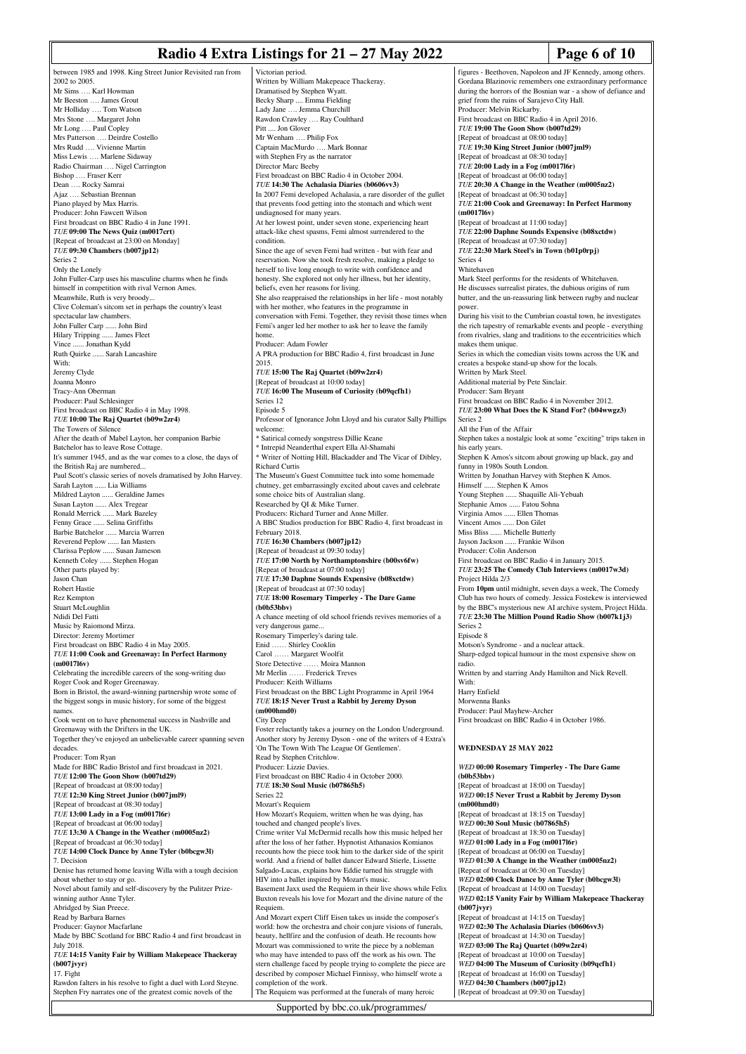between 1985 and 1998. King Street Junior Revisited ran from 2002 to 2005.
Mr Sims …. Karl Howman
Mr Beeston …. James Grout
Mr Holliday …. Tom Watson
Mrs Stone …. Margaret John
Mr Long …. Paul Copley
Mrs Patterson …. Deirdre Costello
Mrs Rudd …. Vivienne Martin
Miss Lewis …. Marlene Sidaway
Radio Chairman …. Nigel Carrington
Bishop …. Fraser Kerr
Dean …. Rocky Samrai
Ajaz …. Sebastian Brennan
Piano played by Max Harris.
Producer: John Fawcett Wilson
First broadcast on BBC Radio 4 in June 1991.

*TUE* **09:00 The News Quiz (m0017crt)**
[Repeat of broadcast at 23:00 on Monday]

*TUE* **09:30 Chambers (b007jp12)**
Series 2
Only the Lonely
John Fuller-Carp uses his masculine charms when he finds himself in competition with rival Vernon Ames.
Meanwhile, Ruth is very broody...
Clive Coleman's sitcom set in perhaps the country's least spectacular law chambers.
John Fuller Carp ...... John Bird
Hilary Tripping ...... James Fleet
Vince ...... Jonathan Kydd
Ruth Quirke ...... Sarah Lancashire
With:
Jeremy Clyde
Joanna Monro
Tracy-Ann Oberman
Producer: Paul Schlesinger
First broadcast on BBC Radio 4 in May 1998.

*TUE* **10:00 The Raj Quartet (b09w2zr4)**
The Towers of Silence
After the death of Mabel Layton, her companion Barbie Batchelor has to leave Rose Cottage.
It's summer 1945, and as the war comes to a close, the days of the British Raj are numbered...
Paul Scott's classic series of novels dramatised by John Harvey.
Sarah Layton ...... Lia Williams
Mildred Layton ...... Geraldine James
Susan Layton ...... Alex Tregear
Ronald Merrick ...... Mark Bazeley
Fenny Grace ...... Selina Griffiths
Barbie Batchelor ...... Marcia Warren
Reverend Peplow ...... Ian Masters
Clarissa Peplow ...... Susan Jameson
Kenneth Coley ...... Stephen Hogan
Other parts played by:
Jason Chan
Robert Hastie
Rez Kempton
Stuart McLoughlin
Ndidi Del Fatti
Music by Raiomond Mirza.
Director: Jeremy Mortimer
First broadcast on BBC Radio 4 in May 2005.

*TUE* **11:00 Cook and Greenaway: In Perfect Harmony (m0017l6v)**
Celebrating the incredible careers of the song-writing duo Roger Cook and Roger Greenaway.
Born in Bristol, the award-winning partnership wrote some of the biggest songs in music history, for some of the biggest names.
Cook went on to have phenomenal success in Nashville and Greenaway with the Drifters in the UK.
Together they've enjoyed an unbelievable career spanning seven decades.
Producer: Tom Ryan
Made for BBC Radio Bristol and first broadcast in 2021.

*TUE* **12:00 The Goon Show (b007td29)**
[Repeat of broadcast at 08:00 today]

*TUE* **12:30 King Street Junior (b007jml9)**
[Repeat of broadcast at 08:30 today]

*TUE* **13:00 Lady in a Fog (m0017l6r)**
[Repeat of broadcast at 06:00 today]

*TUE* **13:30 A Change in the Weather (m0005nz2)**
[Repeat of broadcast at 06:30 today]

*TUE* **14:00 Clock Dance by Anne Tyler (b0bcgw3l)**
7. Decision
Denise has returned home leaving Willa with a tough decision about whether to stay or go.
Novel about family and self-discovery by the Pulitzer Prize-winning author Anne Tyler.
Abridged by Sian Preece.
Read by Barbara Barnes
Producer: Gaynor Macfarlane
Made by BBC Scotland for BBC Radio 4 and first broadcast in July 2018.

*TUE* **14:15 Vanity Fair by William Makepeace Thackeray (b007jvyr)**
17. Fight
Rawdon falters in his resolve to fight a duel with Lord Steyne.
Stephen Fry narrates one of the greatest comic novels of the Victorian period.
Written by William Makepeace Thackeray.
Dramatised by Stephen Wyatt.
Becky Sharp .... Emma Fielding
Lady Jane …. Jemma Churchill
Rawdon Crawley …. Ray Coulthard
Pitt .... Jon Glover
Mr Wenham …. Philip Fox
Captain MacMurdo …. Mark Bonnar
with Stephen Fry as the narrator
Director Marc Beeby
First broadcast on BBC Radio 4 in October 2004.

*TUE* **14:30 The Achalasia Diaries (b0606vv3)**
In 2007 Femi developed Achalasia, a rare disorder of the gullet that prevents food getting into the stomach and which went undiagnosed for many years.
At her lowest point, under seven stone, experiencing heart attack-like chest spasms, Femi almost surrendered to the condition.
Since the age of seven Femi had written - but with fear and reservation. Now she took fresh resolve, making a pledge to herself to live long enough to write with confidence and honesty. She explored not only her illness, but her identity, beliefs, even her reasons for living.
She also reappraised the relationships in her life - most notably with her mother, who features in the programme in conversation with Femi. Together, they revisit those times when Femi's anger led her mother to ask her to leave the family home.
Producer: Adam Fowler
A PRA production for BBC Radio 4, first broadcast in June 2015.

*TUE* **15:00 The Raj Quartet (b09w2zr4)**
[Repeat of broadcast at 10:00 today]

*TUE* **16:00 The Museum of Curiosity (b09qcfh1)**
Series 12
Episode 5
Professor of Ignorance John Lloyd and his curator Sally Phillips welcome:
* Satirical comedy songstress Dillie Keane
* Intrepid Neanderthal expert Ella Al-Shamahi
* Writer of Notting Hill, Blackadder and The Vicar of Dibley, Richard Curtis
The Museum's Guest Committee tuck into some homemade chutney, get embarrassingly excited about caves and celebrate some choice bits of Australian slang.
Researched by QI & Mike Turner.
Producers: Richard Turner and Anne Miller.
A BBC Studios production for BBC Radio 4, first broadcast in February 2018.

*TUE* **16:30 Chambers (b007jp12)**
[Repeat of broadcast at 09:30 today]

*TUE* **17:00 North by Northamptonshire (b00sv6fw)**
[Repeat of broadcast at 07:00 today]

*TUE* **17:30 Daphne Sounds Expensive (b08xctdw)**
[Repeat of broadcast at 07:30 today]

*TUE* **18:00 Rosemary Timperley - The Dare Game (b0b53bbv)**
A chance meeting of old school friends revives memories of a very dangerous game...
Rosemary Timperley's daring tale.
Enid …… Shirley Cooklin
Carol …… Margaret Woolfit
Store Detective …… Moira Mannon
Mr Merlin …… Frederick Treves
Producer: Keith Williams
First broadcast on the BBC Light Programme in April 1964

*TUE* **18:15 Never Trust a Rabbit by Jeremy Dyson (m000hmd0)**
City Deep
Foster reluctantly takes a journey on the London Underground.
Another story by Jeremy Dyson - one of the writers of 4 Extra's 'On The Town With The League Of Gentlemen'.
Read by Stephen Critchlow.
Producer: Lizzie Davies.
First broadcast on BBC Radio 4 in October 2000.

*TUE* **18:30 Soul Music (b07865h5)**
Series 22
Mozart's Requiem
How Mozart's Requiem, written when he was dying, has touched and changed people's lives.
Crime writer Val McDermid recalls how this music helped her after the loss of her father. Hypnotist Athanasios Komianos recounts how the piece took him to the darker side of the spirit world. And a friend of ballet dancer Edward Stierle, Lissette Salgado-Lucas, explains how Eddie turned his struggle with HIV into a ballet inspired by Mozart's music.
Basement Jaxx used the Requiem in their live shows while Felix Buxton reveals his love for Mozart and the divine nature of the Requiem.
And Mozart expert Cliff Eisen takes us inside the composer's world: how the orchestra and choir conjure visions of funerals, beauty, hellfire and the confusion of death. He recounts how Mozart was commissioned to write the piece by a nobleman who may have intended to pass off the work as his own. The stern challenge faced by people trying to complete the piece are described by composer Michael Finnissy, who himself wrote a completion of the work.
The Requiem was performed at the funerals of many heroic figures - Beethoven, Napoleon and JF Kennedy, among others.
Gordana Blazinovic remembers one extraordinary performance during the horrors of the Bosnian war - a show of defiance and grief from the ruins of Sarajevo City Hall.
Producer: Melvin Rickarby.
First broadcast on BBC Radio 4 in April 2016.

*TUE* **19:00 The Goon Show (b007td29)**
[Repeat of broadcast at 08:00 today]

*TUE* **19:30 King Street Junior (b007jml9)**
[Repeat of broadcast at 08:30 today]

*TUE* **20:00 Lady in a Fog (m0017l6r)**
[Repeat of broadcast at 06:00 today]

*TUE* **20:30 A Change in the Weather (m0005nz2)**
[Repeat of broadcast at 06:30 today]

*TUE* **21:00 Cook and Greenaway: In Perfect Harmony (m0017l6v)**
[Repeat of broadcast at 11:00 today]

*TUE* **22:00 Daphne Sounds Expensive (b08xctdw)**
[Repeat of broadcast at 07:30 today]

*TUE* **22:30 Mark Steel's in Town (b01p0rpj)**
Series 4
Whitehaven
Mark Steel performs for the residents of Whitehaven.
He discusses surrealist pirates, the dubious origins of rum butter, and the un-reassuring link between rugby and nuclear power.
During his visit to the Cumbrian coastal town, he investigates the rich tapestry of remarkable events and people - everything from rivalries, slang and traditions to the eccentricities which makes them unique.
Series in which the comedian visits towns across the UK and creates a bespoke stand-up show for the locals.
Written by Mark Steel.
Additional material by Pete Sinclair.
Producer: Sam Bryant
First broadcast on BBC Radio 4 in November 2012.

*TUE* **23:00 What Does the K Stand For? (b04wwgz3)**
Series 2
All the Fun of the Affair
Stephen takes a nostalgic look at some "exciting" trips taken in his early years.
Stephen K Amos's sitcom about growing up black, gay and funny in 1980s South London.
Written by Jonathan Harvey with Stephen K Amos.
Himself ...... Stephen K Amos
Young Stephen ...... Shaquille Ali-Yebuah
Stephanie Amos ...... Fatou Sohna
Virginia Amos ...... Ellen Thomas
Vincent Amos ...... Don Gilet
Miss Bliss ...... Michelle Butterly
Jayson Jackson ...... Frankie Wilson
Producer: Colin Anderson
First broadcast on BBC Radio 4 in January 2015.

*TUE* **23:25 The Comedy Club Interviews (m0017w3d)**
Project Hilda 2/3
From **10pm** until midnight, seven days a week, The Comedy Club has two hours of comedy. Jessica Fostekew is interviewed by the BBC's mysterious new AI archive system, Project Hilda.

*TUE* **23:30 The Million Pound Radio Show (b007k1j3)**
Series 2
Episode 8
Motson's Syndrome - and a nuclear attack.
Sharp-edged topical humour in the most expensive show on radio.
Written by and starring Andy Hamilton and Nick Revell.
With:
Harry Enfield
Morwenna Banks
Producer: Paul Mayhew-Archer
First broadcast on BBC Radio 4 in October 1986.

## WEDNESDAY 25 MAY 2022

*WED* **00:00 Rosemary Timperley - The Dare Game (b0b53bbv)**
[Repeat of broadcast at 18:00 on Tuesday]

*WED* **00:15 Never Trust a Rabbit by Jeremy Dyson (m000hmd0)**
[Repeat of broadcast at 18:15 on Tuesday]

*WED* **00:30 Soul Music (b07865h5)**
[Repeat of broadcast at 18:30 on Tuesday]

*WED* **01:00 Lady in a Fog (m0017l6r)**
[Repeat of broadcast at 06:00 on Tuesday]

*WED* **01:30 A Change in the Weather (m0005nz2)**
[Repeat of broadcast at 06:30 on Tuesday]

*WED* **02:00 Clock Dance by Anne Tyler (b0bcgw3l)**
[Repeat of broadcast at 14:00 on Tuesday]

*WED* **02:15 Vanity Fair by William Makepeace Thackeray (b007jvyr)**
[Repeat of broadcast at 14:15 on Tuesday]

*WED* **02:30 The Achalasia Diaries (b0606vv3)**
[Repeat of broadcast at 14:30 on Tuesday]

*WED* **03:00 The Raj Quartet (b09w2zr4)**
[Repeat of broadcast at 10:00 on Tuesday]

*WED* **04:00 The Museum of Curiosity (b09qcfh1)**
[Repeat of broadcast at 16:00 on Tuesday]

*WED* **04:30 Chambers (b007jp12)**
[Repeat of broadcast at 09:30 on Tuesday]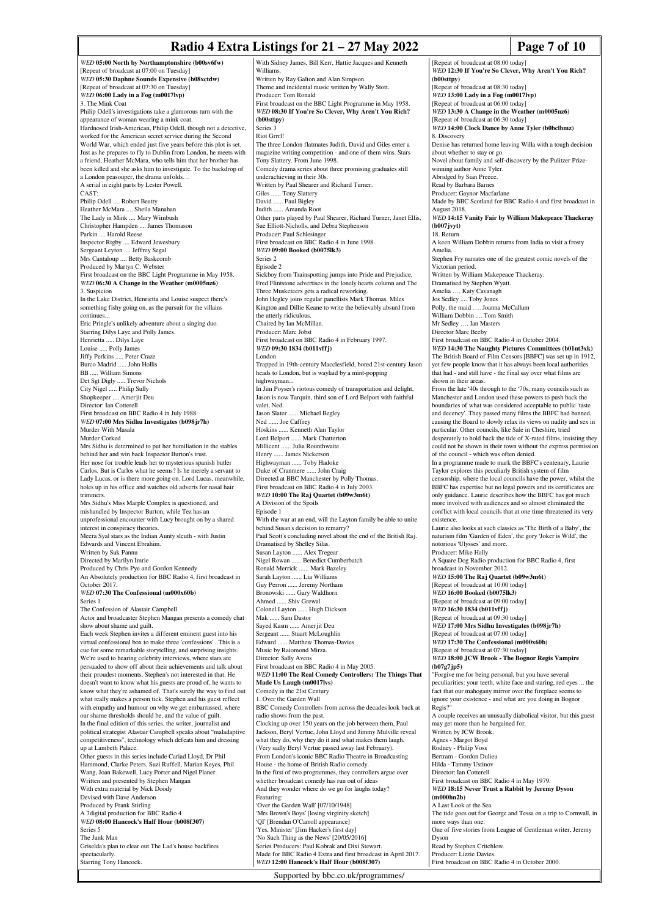**WED 05:00 North by Northamptonshire (b00sv6fw)**
[Repeat of broadcast at 07:00 on Tuesday]

**WED 05:30 Daphne Sounds Expensive (b08xctdw)**
[Repeat of broadcast at 07:30 on Tuesday]

**WED 06:00 Lady in a Fog (m0017lvp)**
3. The Mink Coat
Philip Odell's investigations take a glamorous turn with the appearance of woman wearing a mink coat.
Hardnosed Irish-American, Philip Odell, though not a detective, worked for the American secret service during the Second World War, which ended just five years before this plot is set. Just as he prepares to fly to Dublin from London, he meets with a friend, Heather McMara, who tells him that her brother has been killed and she asks him to investigate. To the backdrop of a London peasouper, the drama unfolds…
A serial in eight parts by Lester Powell.
CAST:
Philip Odell .... Robert Beatty
Heather McMara .... Sheila Manahan
The Lady in Mink .... Mary Wimbush
Christopher Hampden .... James Thomason
Parkin .... Harold Reese
Inspector Rigby .... Edward Jewesbury
Sergeant Leyton .... Jeffrey Segal
Mrs Cantaloup .... Betty Baskcomb
Produced by Martyn C. Webster
First broadcast on the BBC Light Programme in May 1958.

**WED 06:30 A Change in the Weather (m0005nz6)**
3. Suspicion
In the Lake District, Henrietta and Louise suspect there's something fishy going on, as the pursuit for the villains continues...
Eric Pringle's unlikely adventure about a singing duo.
Starring Dilys Laye and Polly James.
Henrietta ..... Dilys Laye
Louise ..... Polly James
Jiffy Perkins ..... Peter Craze
Burco Madrid ..... John Hollis
BB ..... William Simons
Det Sgt Digly ..... Trevor Nichols
City Nigel ..... Philip Sully
Shopkeeper .... Amerjit Deu
Director: Ian Cotterell
First broadcast on BBC Radio 4 in July 1988.

**WED 07:00 Mrs Sidhu Investigates (b098jr7h)**
Murder With Masala
Murder Corked
Mrs Sidhu is determined to put her humiliation in the stables behind her and win back Inspector Burton's trust.
Her nose for trouble leads her to mysterious spanish butler Carlos. But is Carlos what he seems? Is he merely a servant to Lady Lucas, or is there more going on. Lord Lucas, meanwhile, holes up in his office and watches old adverts for nasal hair trimmers.
Mrs Sidhu's Miss Marple Complex is questioned, and mishandled by Inspector Burton, while Tez has an unprofessional encounter with Lucy brought on by a shared interest in conspiracy theories.
Meera Syal stars as the Indian Aunty sleuth - with Justin Edwards and Vincent Ebrahim.
Written by Suk Pannu
Directed by Marilyn Imrie
Produced by Chris Pye and Gordon Kennedy
An Absolutely production for BBC Radio 4, first broadcast in October 2017.

**WED 07:30 The Confessional (m000x60b)**
Series 1
The Confession of Alastair Campbell
Actor and broadcaster Stephen Mangan presents a comedy chat show about shame and guilt.
Each week Stephen invites a different eminent guest into his virtual confessional box to make three 'confessions' . This is a cue for some remarkable storytelling, and surprising insights. We're used to hearing celebrity interviews, where stars are persuaded to show off about their achievements and talk about their proudest moments. Stephen's not interested in that. He doesn't want to know what his guests are proud of, he wants to know what they're ashamed of. That's surely the way to find out what really makes a person tick. Stephen and his guest reflect with empathy and humour on why we get embarrassed, where our shame thresholds should be, and the value of guilt.
In the final edition of this series, the writer, journalist and political strategist Alastair Campbell speaks about "maladaptive competitiveness", technology which defeats him and dressing up at Lambeth Palace.
Other guests in this series include Cariad Lloyd, Dr Phil Hammond, Clarke Peters, Suzi Ruffell, Marian Keyes, Phil Wang, Joan Bakewell, Lucy Porter and Nigel Planer.
Written and presented by Stephen Mangan
With extra material by Nick Doody
Devised with Dave Anderson
Produced by Frank Stirling
A 7digital production for BBC Radio 4

**WED 08:00 Hancock's Half Hour (b008f307)**
Series 5
The Junk Man
Griselda's plan to clear out The Lad's house backfires spectacularly.
Starring Tony Hancock.
With Sidney James, Bill Kerr, Hattie Jacques and Kenneth Williams.
Written by Ray Galton and Alan Simpson.
Theme and incidental music written by Wally Stott.
Producer: Tom Ronald
First broadcast on the BBC Light Programme in May 1958.

**WED 08:30 If You're So Clever, Why Aren't You Rich? (b00sttpy)**
Series 3
Riot Grrrl!
The three London flatmates Judith, David and Giles enter a magazine writing competition - and one of them wins. Stars Tony Slattery. From June 1998.
Comedy drama series about three promising graduates still underachieving in their 30s.
Written by Paul Shearer and Richard Turner.
Giles ...... Tony Slattery
David ...... Paul Bigley
Judith ...... Amanda Root
Other parts played by Paul Shearer, Richard Turner, Janet Ellis, Sue Elliott-Nicholls, and Debra Stephenson
Producer: Paul Schlesinger
First broadcast on BBC Radio 4 in June 1998.

**WED 09:00 Booked (b0075lk3)**
Series 2
Episode 2
Sickboy from Trainspotting jumps into Pride and Prejudice, Fred Flintstone advertises in the lonely hearts column and The Three Musketeers gets a radical reworking.
John Hegley joins regular panellists Mark Thomas. Miles Kington and Dillie Keane to write the believably absurd from the utterly ridiculous.
Chaired by Ian McMillan.
Producer: Marc Jobst
First broadcast on BBC Radio 4 in February 1997.

**WED 09:30 1834 (b011vffj)**
London
Trapped in 19th-century Macclesfield, bored 21st-century Jason heads to London, but is waylaid by a mint-popping highwayman...
In Jim Poyser's riotous comedy of transportation and delight, Jason is now Tarquin, third son of Lord Belport with faithful valet, Ned.
Jason Slater ...... Michael Begley
Ned ...... Joe Caffrey
Hoskins ...... Kenneth Alan Taylor
Lord Belport ...... Mark Chatterton
Millicent ...... Julia Rounthwaite
Henry ...... James Nickerson
Highwayman ...... Toby Hadoke
Duke of Cranmere ...... John Craig
Directed at BBC Manchester by Polly Thomas.
First broadcast on BBC Radio 4 in July 2003.

**WED 10:00 The Raj Quartet (b09w3m6t)**
A Division of the Spoils
Episode 1
With the war at an end, will the Layton family be able to unite behind Susan's decision to remarry?
Paul Scott's concluding novel about the end of the British Raj.
Dramatised by Shelley Silas.
Susan Layton ...... Alex Tregear
Nigel Rowan ...... Benedict Cumberbatch
Ronald Merrick ...... Mark Bazeley
Sarah Layton ...... Lia Williams
Guy Perron ...... Jeremy Northam
Bronowski ...... Gary Waldhorn
Ahmed ...... Shiv Grewal
Colonel Layton ...... Hugh Dickson
Mak ...... Sam Dastor
Sayed Kasm ...... Amerjit Deu
Sergeant ...... Stuart McLoughlin
Edward ...... Matthew Thomas-Davies
Music by Raiomond Mirza.
Director: Sally Avens
First broadcast on BBC Radio 4 in May 2005.

**WED 11:00 The Real Comedy Controllers: The Things That Made Us Laugh (m0017lvs)**
Comedy in the 21st Century
1. Over the Garden Wall
BBC Comedy Controllers from across the decades look back at radio shows from the past.
Clocking up over 150 years on the job between them, Paul Jackson, Beryl Vertue, John Lloyd and Jimmy Mulville reveal what they do, why they do it and what makes them laugh.
(Very sadly Beryl Vertue passed away last February).
From London's iconic BBC Radio Theatre in Broadcasting House - the home of British Radio comedy.
In the first of two programmes, they controllers argue over whether broadcast comedy has run out of ideas
And they wonder where do we go for laughs today?
Featuring:
'Over the Garden Wall' [07/10/1948]
'Mrs Brown's Boys' [losing virginity sketch]
'QI' [Brendan O'Carroll appearance]
'Yes, Minister' [Jim Hacker's first day]
'No Such Thing as the News' [20/05/2016]
Series Producers: Paul Kobrak and Dixi Stewart.
Made for BBC Radio 4 Extra and first broadcast in April 2017.

**WED 12:00 Hancock's Half Hour (b008f307)**
[Repeat of broadcast at 08:00 today]

**WED 12:30 If You're So Clever, Why Aren't You Rich? (b00sttpy)**
[Repeat of broadcast at 08:30 today]

**WED 13:00 Lady in a Fog (m0017lvp)**
[Repeat of broadcast at 06:00 today]

**WED 13:30 A Change in the Weather (m0005nz6)**
[Repeat of broadcast at 06:30 today]

**WED 14:00 Clock Dance by Anne Tyler (b0bclbmz)**
8. Discovery
Denise has returned home leaving Willa with a tough decision about whether to stay or go.
Novel about family and self-discovery by the Pulitzer Prize-winning author Anne Tyler.
Abridged by Sian Preece.
Read by Barbara Barnes
Producer: Gaynor Macfarlane
Made by BBC Scotland for BBC Radio 4 and first broadcast in August 2018.

**WED 14:15 Vanity Fair by William Makepeace Thackeray (b007jvyt)**
18. Return
A keen William Dobbin returns from India to visit a frosty Amelia.
Stephen Fry narrates one of the greatest comic novels of the Victorian period.
Written by William Makepeace Thackeray.
Dramatised by Stephen Wyatt.
Amelia …. Katy Cavanagh
Jos Sedley .... Toby Jones
Polly, the maid …. Joanna McCallum
William Dobbin .... Tom Smith
Mr Sedley …. Ian Masters
Director Marc Beeby
First broadcast on BBC Radio 4 in October 2004.

**WED 14:30 The Naughty Pictures Committees (b01nt3xk)**
The British Board of Film Censors [BBFC] was set up in 1912, yet few people know that it has always been local authorities that had - and still have - the final say over what films are shown in their areas.
From the late '40s through to the '70s, many councils such as Manchester and London used these powers to push back the boundaries of what was considered acceptable to public 'taste and decency'. They passed many films the BBFC had banned, causing the Board to slowly relax its views on nudity and sex in particular. Other councils, like Sale in Cheshire, tried desperately to hold back the tide of X-rated films, insisting they could not be shown in their town without the express permission of the council - which was often denied.
In a programme made to mark the BBFC's centenary, Laurie Taylor explores this peculiarly British system of film censorship, where the local councils have the power, whilst the BBFC has expertise but no legal powers and its certificates are only guidance. Laurie describes how the BBFC has got much more involved with audiences and so almost eliminated the conflict with local councils that at one time threatened its very existence.
Laurie also looks at such classics as 'The Birth of a Baby', the naturism film 'Garden of Eden', the gory 'Joker is Wild', the notorious 'Ulysses' and more.
Producer: Mike Hally
A Square Dog Radio production for BBC Radio 4, first broadcast in November 2012.

**WED 15:00 The Raj Quartet (b09w3m6t)**
[Repeat of broadcast at 10:00 today]

**WED 16:00 Booked (b0075lk3)**
[Repeat of broadcast at 09:00 today]

**WED 16:30 1834 (b011vffj)**
[Repeat of broadcast at 09:30 today]

**WED 17:00 Mrs Sidhu Investigates (b098jr7h)**
[Repeat of broadcast at 07:00 today]

**WED 17:30 The Confessional (m000x60b)**
[Repeat of broadcast at 07:30 today]

**WED 18:00 JCW Brook - The Bognor Regis Vampire (b07g7jp5)**
"Forgive me for being personal, but you have several peculiarities: your teeth, white face and staring, red eyes ... the fact that our mahogany mirror over the fireplace seems to ignore your existence - and what are you doing in Bognor Regis?"
A couple receives an unusually diabolical visitor, but this guest may get more than he bargained for.
Written by JCW Brook.
Agnes - Margot Boyd
Rodney - Philip Voss
Bertram - Gordon Dulieu
Hilda - Tammy Ustinov
Director: Ian Cotterell
First broadcast on BBC Radio 4 in May 1979.

**WED 18:15 Never Trust a Rabbit by Jeremy Dyson (m000hn2b)**
A Last Look at the Sea
The tide goes out for George and Tessa on a trip to Cornwall, in more ways than one.
One of five stories from League of Gentleman writer, Jeremy Dyson
Read by Stephen Critchlow.
Producer: Lizzie Davies.
First broadcast on BBC Radio 4 in October 2000.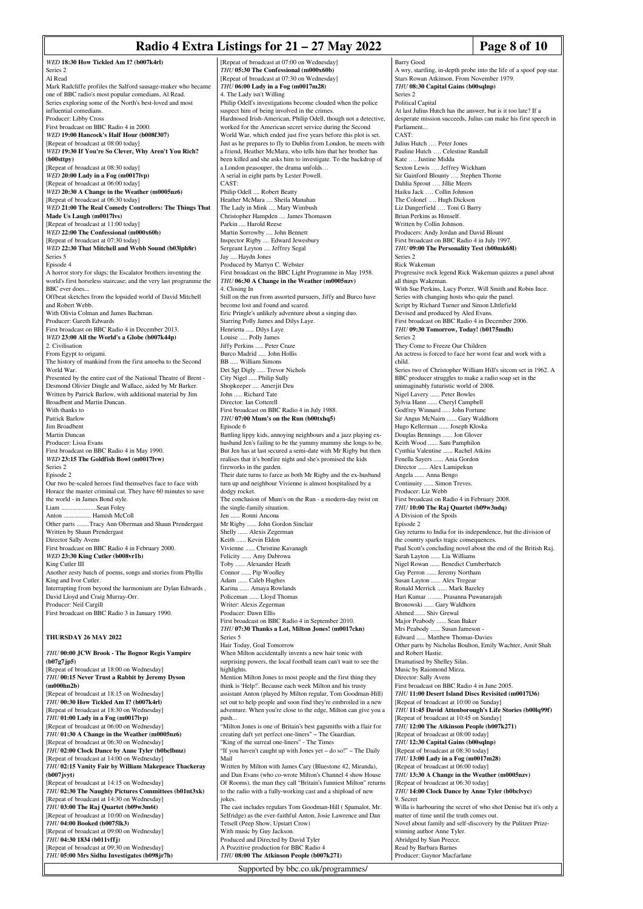*WED* **18:30 How Tickled Am I? (b007k4rl)**
Series 2
Al Read
Mark Radcliffe profiles the Salford sausage-maker who became one of BBC radio's most popular comedians, Al Read.
Series exploring some of the North's best-loved and most influential comedians.
Producer: Libby Cross
First broadcast on BBC Radio 4 in 2000.

*WED* **19:00 Hancock's Half Hour (b008f307)**
[Repeat of broadcast at 08:00 today]

*WED* **19:30 If You're So Clever, Why Aren't You Rich? (b00sttpy)**
[Repeat of broadcast at 08:30 today]

*WED* **20:00 Lady in a Fog (m0017lvp)**
[Repeat of broadcast at 06:00 today]

*WED* **20:30 A Change in the Weather (m0005nz6)**
[Repeat of broadcast at 06:30 today]

*WED* **21:00 The Real Comedy Controllers: The Things That Made Us Laugh (m0017lvs)**
[Repeat of broadcast at 11:00 today]

*WED* **22:00 The Confessional (m000x60b)**
[Repeat of broadcast at 07:30 today]

*WED* **22:30 That Mitchell and Webb Sound (b03lph8r)**
Series 5
Episode 4
A horror story for slugs; the Escalator brothers inventing the world's first horseless staircase; and the very last programme the BBC ever does...
Offbeat sketches from the lopsided world of David Mitchell and Robert Webb.
With Olivia Colman and James Bachman.
Producer: Gareth Edwards
First broadcast on BBC Radio 4 in December 2013.

*WED* **23:00 All the World's a Globe (b007k44p)**
2. Civilisation
From Egypt to origami.
The history of mankind from the first amoeba to the Second World War.
Presented by the entire cast of the National Theatre of Brent - Desmond Olivier Dingle and Wallace, aided by Mr Barker.
Written by Patrick Barlow, with additional material by Jim Broadbent and Martin Duncan.
With thanks to
Patrick Barlow
Jim Broadbent
Martin Duncan
Producer: Lissa Evans
First broadcast on BBC Radio 4 in May 1990.

*WED* **23:15 The Goldfish Bowl (m0017lvw)**
Series 2
Episode 2
Our two be-scaled heroes find themselves face to face with Horace the master criminal cat. They have 60 minutes to save the world - in James Bond style.
Liam ......................Sean Foley
Anton ................. Hamish McColl
Other parts ........Tracy Ann Oberman and Shaun Prendergast
Written by Shaun Prendergast
Director Sally Avens
First broadcast on BBC Radio 4 in February 2000.

*WED* **23:30 King Cutler (b008vr1b)**
King Cutler III
Another zesty batch of poems, songs and stories from Phyllis King and Ivor Cutler.
Interrupting from beyond the harmonium are Dylan Edwards , David Lloyd and Craig Murray-Orr.
Producer: Neil Cargill
First broadcast on BBC Radio 3 in January 1990.

## THURSDAY 26 MAY 2022

*THU* **00:00 JCW Brook - The Bognor Regis Vampire (b07g7jp5)**
[Repeat of broadcast at 18:00 on Wednesday]

*THU* **00:15 Never Trust a Rabbit by Jeremy Dyson (m000hn2b)**
[Repeat of broadcast at 18:15 on Wednesday]

*THU* **00:30 How Tickled Am I? (b007k4rl)**
[Repeat of broadcast at 18:30 on Wednesday]

*THU* **01:00 Lady in a Fog (m0017lvp)**
[Repeat of broadcast at 06:00 on Wednesday]

*THU* **01:30 A Change in the Weather (m0005nz6)**
[Repeat of broadcast at 06:30 on Wednesday]

*THU* **02:00 Clock Dance by Anne Tyler (b0bclbmz)**
[Repeat of broadcast at 14:00 on Wednesday]

*THU* **02:15 Vanity Fair by William Makepeace Thackeray (b007jvyt)**
[Repeat of broadcast at 14:15 on Wednesday]

*THU* **02:30 The Naughty Pictures Committees (b01nt3xk)**
[Repeat of broadcast at 14:30 on Wednesday]

*THU* **03:00 The Raj Quartet (b09w3m6t)**
[Repeat of broadcast at 10:00 on Wednesday]

*THU* **04:00 Booked (b0075lk3)**
[Repeat of broadcast at 09:00 on Wednesday]

*THU* **04:30 1834 (b011vffj)**
[Repeat of broadcast at 09:30 on Wednesday]

*THU* **05:00 Mrs Sidhu Investigates (b098jr7h)**
[Repeat of broadcast at 07:00 on Wednesday]

*THU* **05:30 The Confessional (m000x60b)**
[Repeat of broadcast at 07:30 on Wednesday]

*THU* **06:00 Lady in a Fog (m0017m28)**
4. The Lady isn't Willing
Philip Odell's investigations become clouded when the police suspect him of being involved in the crimes.
Hardnosed Irish-American, Philip Odell, though not a detective, worked for the American secret service during the Second World War, which ended just five years before this plot is set.
Just as he prepares to fly to Dublin from London, he meets with a friend, Heather McMara, who tells him that her brother has been killed and she asks him to investigate. To the backdrop of a London peasouper, the drama unfolds…
A serial in eight parts by Lester Powell.
CAST:
Philip Odell .... Robert Beatty
Heather McMara .... Sheila Manahan
The Lady in Mink .... Mary Wimbush
Christopher Hampden .... James Thomason
Parkin .... Harold Reese
Martin Sorrowby .... John Bennett
Inspector Rigby .... Edward Jewesbury
Sergeant Leyton .... Jeffrey Segal
Jay .... Haydn Jones
Produced by Martyn C. Webster
First broadcast on the BBC Light Programme in May 1958.

*THU* **06:30 A Change in the Weather (m0005nzv)**
4. Closing In
Still on the run from assorted pursuers, Jiffy and Burco have become lost and found and scared.
Eric Pringle's unlikely adventure about a singing duo.
Starring Polly James and Dilys Laye.
Henrietta ..... Dilys Laye
Louise ..... Polly James
Jiffy Perkins ..... Peter Craze
Burco Madrid ..... John Hollis
BB ..... William Simons
Det Sgt Digly ..... Trevor Nichols
City Nigel ..... Philip Sully
Shopkeeper .... Amerjit Deu
John ..... Richard Tate
Director: Ian Cotterell
First broadcast on BBC Radio 4 in July 1988.

*THU* **07:00 Mum's on the Run (b00txhq5)**
Episode 6
Battling lippy kids, annoying neighbours and a jazz playing ex-husband Jen's failing to be the yummy mummy she longs to be. But Jen has at last secured a semi-date with Mr Rigby but then realises that it's bonfire night and she's promised the kids fireworks in the garden.
Their date turns to farce as both Mr Rigby and the ex-husband turn up and neighbour Vivienne is almost hospitalised by a dodgy rocket.
The conclusion of Mum's on the Run - a modern-day twist on the single-family situation.
Jen ...... Ronni Ancona
Mr Rigby ...... John Gordon Sinclair
Shelly ...... Alexis Zegerman
Keith ...... Kevin Eldon
Vivienne ...... Christine Kavanagh
Felicity ...... Amy Dabrowa
Toby ...... Alexander Heath
Connor ...... Pip Woolley
Adam ...... Caleb Hughes
Karina ...... Amaya Rowlands
Policeman ...... Lloyd Thomas
Writer: Alexis Zegerman
Producer: Dawn Ellis
First broadcast on BBC Radio 4 in September 2010.

*THU* **07:30 Thanks a Lot, Milton Jones! (m0017ckn)**
Series 5
Hair Today, Goal Tomorrow
When Milton accidentally invents a new hair tonic with surprising powers, the local football team can't wait to see the highlights.
Mention Milton Jones to most people and the first thing they think is 'Help!'. Because each week Milton and his trusty assistant Anton (played by Milton regular, Tom Goodman-Hill) set out to help people and soon find they're embroiled in a new adventure. When you're close to the edge, Milton can give you a push...
"Milton Jones is one of Britain's best gagsmiths with a flair for creating daft yet perfect one-liners" – The Guardian.
"King of the surreal one-liners" - The Times
"If you haven't caught up with Jones yet – do so!" – The Daily Mail
Written by Milton with James Cary (Bluestone 42, Miranda), and Dan Evans (who co-wrote Milton's Channel 4 show House Of Rooms), the man they call "Britain's funniest Milton" returns to the radio with a fully-working cast and a shipload of new jokes.
The cast includes regulars Tom Goodman-Hill ( Spamalot, Mr. Selfridge) as the ever-faithful Anton, Josie Lawrence and Dan Tetsell (Peep Show, Upstart Crow)
With music by Guy Jackson.
Produced and Directed by David Tyler
A Pozzitive production for BBC Radio 4

*THU* **08:00 The Atkinson People (b007k271)**
Barry Good
A very, startling, in-depth probe into the life of a spoof pop star.
Stars Rowan Atkinson. From November 1979.

*THU* **08:30 Capital Gains (b00sqlnp)**
Series 2
Political Capital
At last Julius Hutch has the answer, but is it too late? If a desperate mission succeeds, Julius can make his first speech in Parliament...
CAST:
Julius Hutch …. Peter Jones
Pauline Hutch …. Celestine Randall
Kate …. Justine Midda
Sexton Lewis …. Jeffrey Wickham
Sir Gainford Blounty …. Stephen Thorne
Dahlia Sprout …. Jillie Meers
Haiku Jack …. Collin Johnson
The Colonel …. Hugh Dickson
Liz Dangerfield …. Toni G Barry
Brian Perkins as Himself.
Written by Collin Johnson.
Producers: Andy Jordan and David Blount
First broadcast on BBC Radio 4 in July 1997.

*THU* **09:00 The Personality Test (b00mk68l)**
Series 2
Rick Wakeman
Progressive rock legend Rick Wakeman quizzes a panel about all things Wakeman.
With Sue Perkins, Lucy Porter, Will Smith and Robin Ince.
Series with changing hosts who quiz the panel.
Script by Richard Turner and Simon Littlefield
Devised and produced by Aled Evans.
First broadcast on BBC Radio 4 in December 2006.

*THU* **09:30 Tomorrow, Today! (b0175mdh)**
Series 2
They Come to Freeze Our Children
An actress is forced to face her worst fear and work with a child.
Series two of Christopher William Hill's sitcom set in 1962. A BBC producer struggles to make a radio soap set in the unimaginably futuristic world of 2008.
Nigel Lavery ...... Peter Bowles
Sylvia Hann ...... Cheryl Campbell
Godfrey Winnard ..... John Fortune
Sir Angus McNairn ...... Gary Waldhorn
Hugo Kellerman ...... Joseph Kloska
Douglas Bennings ...... Jon Glover
Keith Wood ...... Sam Pamphilon
Cynthia Valentine ...... Rachel Atkins
Fenella Sayers ...... Ania Gordon
Director ...... Alex Lamipekun
Angela ...... Anna Bengo
Continuity ...... Simon Treves.
Producer: Liz Webb
First broadcast on Radio 4 in February 2008.

*THU* **10:00 The Raj Quartet (b09w3ndq)**
A Division of the Spoils
Episode 2
Guy returns to India for its independence, but the division of the country sparks tragic consequences.
Paul Scott's concluding novel about the end of the British Raj.
Sarah Layton ...... Lia Williams
Nigel Rowan ...... Benedict Cumberbatch
Guy Perron ...... Jeremy Northam
Susan Layton ...... Alex Tregear
Ronald Merrick ...... Mark Bazeley
Hari Kumar ….... Prasanna Puwanarajah
Bronowski ...... Gary Waldhorn
Ahmed ...... Shiv Grewal
Major Peabody ...... Sean Baker
Mrs Peabody ...... Susan Jameson -
Edward ...... Matthew Thomas-Davies
Other parts by Nicholas Boulton, Emily Wachter, Amit Shah and Robert Hastie.
Dramatised by Shelley Silas.
Music by Raiomond Mirza.
Director: Sally Avens
First broadcast on BBC Radio 4 in June 2005.

*THU* **11:00 Desert Island Discs Revisited (m0017l36)**
[Repeat of broadcast at 10:00 on Sunday]

*THU* **11:45 David Attenborough's Life Stories (b00lq99f)**
[Repeat of broadcast at 10:45 on Sunday]

*THU* **12:00 The Atkinson People (b007k271)**
[Repeat of broadcast at 08:00 today]

*THU* **12:30 Capital Gains (b00sqlnp)**
[Repeat of broadcast at 08:30 today]

*THU* **13:00 Lady in a Fog (m0017m28)**
[Repeat of broadcast at 06:00 today]

*THU* **13:30 A Change in the Weather (m0005nzv)**
[Repeat of broadcast at 06:30 today]

*THU* **14:00 Clock Dance by Anne Tyler (b0bclvyc)**
9. Secret
Willa is harbouring the secret of who shot Denise but it's only a matter of time until the truth comes out.
Novel about family and self-discovery by the Pulitzer Prize-winning author Anne Tyler.
Abridged by Sian Preece.
Read by Barbara Barnes
Producer: Gaynor Macfarlane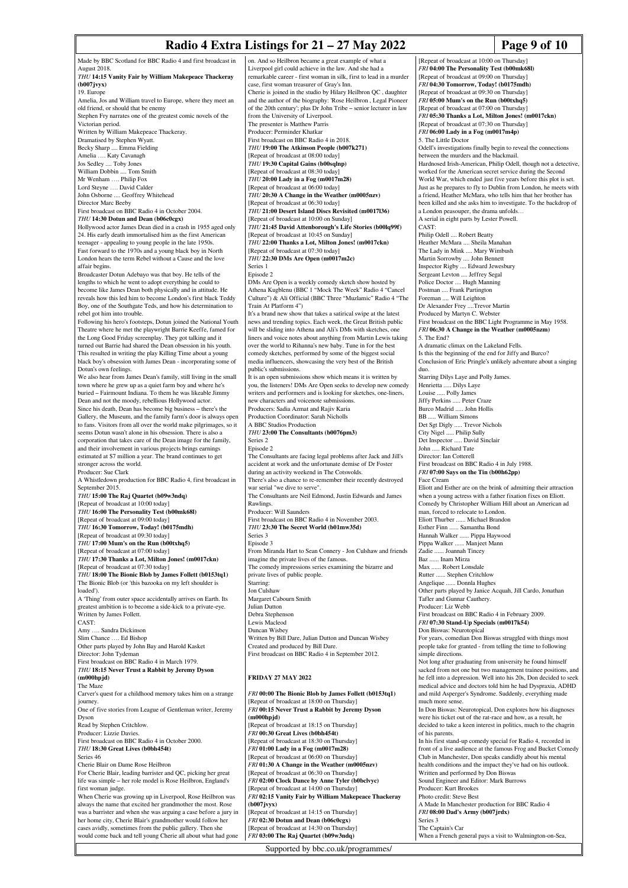Made by BBC Scotland for BBC Radio 4 and first broadcast in August 2018.

*THU* **14:15 Vanity Fair by William Makepeace Thackeray (b007jvyx)**

19. Europe

Amelia, Jos and William travel to Europe, where they meet an old friend, or should that be enemy

Stephen Fry narrates one of the greatest comic novels of the Victorian period.

Written by William Makepeace Thackeray.

Dramatised by Stephen Wyatt.

Becky Sharp .... Emma Fielding

Amelia …. Katy Cavanagh

Jos Sedley .... Toby Jones

William Dobbin .... Tom Smith

Mr Wenham …. Philip Fox

Lord Steyne …. David Calder

John Osborne .... Geoffrey Whitehead

Director Marc Beeby

First broadcast on BBC Radio 4 in October 2004.

*THU* **14:30 Dotun and Dean (b06c0cgx)**

Hollywood actor James Dean died in a crash in 1955 aged only 24. His early death immortalised him as the first American teenager - appealing to young people in the late 1950s.

Fast forward to the 1970s and a young black boy in North London hears the term Rebel without a Cause and the love affair begins.

Broadcaster Dotun Adebayo was that boy. He tells of the lengths to which he went to adopt everything he could to become like James Dean both physically and in attitude. He reveals how this led him to become London's first black Teddy Boy, one of the Southgate Teds, and how his determination to rebel got him into trouble.

Following his hero's footsteps, Dotun joined the National Youth Theatre where he met the playwright Barrie Keeffe, famed for the Long Good Friday screenplay. They got talking and it turned out Barrie had shared the Dean obsession in his youth. This resulted in writing the play Killing Time about a young black boy's obsession with James Dean - incorporating some of Dotun's own feelings.

We also hear from James Dean's family, still living in the small town where he grew up as a quiet farm boy and where he's buried – Fairmount Indiana. To them he was likeable Jimmy Dean and not the moody, rebellious Hollywood actor.

Since his death, Dean has become big business – there's the Gallery, the Museum, and the family farm's door is always open to fans. Visitors from all over the world make pilgrimages, so it seems Dotun wasn't alone in his obsession. There is also a corporation that takes care of the Dean image for the family, and their involvement in various projects brings earnings estimated at $7 million a year. The brand continues to get stronger across the world.

Producer: Sue Clark

A Whistledown production for BBC Radio 4, first broadcast in September 2015.

*THU* **15:00 The Raj Quartet (b09w3ndq)**

[Repeat of broadcast at 10:00 today]

*THU* **16:00 The Personality Test (b00mk68l)**

[Repeat of broadcast at 09:00 today]

*THU* **16:30 Tomorrow, Today! (b0175mdh)**

[Repeat of broadcast at 09:30 today]

*THU* **17:00 Mum's on the Run (b00txhq5)**

[Repeat of broadcast at 07:00 today]

*THU* **17:30 Thanks a Lot, Milton Jones! (m0017ckn)**

[Repeat of broadcast at 07:30 today]

*THU* **18:00 The Bionic Blob by James Follett (b0153tq1)**

The Bionic Blob (or 'this bazooka on my left shoulder is loaded').

A 'Thing' from outer space accidentally arrives on Earth. Its greatest ambition is to become a side-kick to a private-eye.

Written by James Follett.

CAST:

Amy …. Sandra Dickinson

Slim Chance …. Ed Bishop

Other parts played by John Bay and Harold Kasket

Director: John Tydeman

First broadcast on BBC Radio 4 in March 1979.

*THU* **18:15 Never Trust a Rabbit by Jeremy Dyson (m000hpjd)**

The Maze

Carver's quest for a childhood memory takes him on a strange journey.

One of five stories from League of Gentleman writer, Jeremy Dyson

Read by Stephen Critchlow.

Producer: Lizzie Davies.

First broadcast on BBC Radio 4 in October 2000.

*THU* **18:30 Great Lives (b0bh454t)**

Series 46

Cherie Blair on Dame Rose Heilbron

For Cherie Blair, leading barrister and QC, picking her great life was simple – her role model is Rose Heilbron, England's first woman judge.

When Cherie was growing up in Liverpool, Rose Heilbron was always the name that excited her grandmother the most. Rose was a barrister and when she was arguing a case before a jury in her home city, Cherie Blair's grandmother would follow her cases avidly, sometimes from the public gallery. Then she would come back and tell young Cherie all about what had gone on. And so Heilbron became a great example of what a Liverpool girl could achieve in the law. And she had a remarkable career - first woman in silk, first to lead in a murder case, first woman treasurer of Gray's Inn.

Cherie is joined in the studio by Hilary Heilbron QC , daughter and the author of the biography: 'Rose Heilbron , Legal Pioneer of the 20th century'; plus Dr John Tribe – senior lecturer in law from the University of Liverpool.

The presenter is Matthew Parris

Producer: Perminder Khatkar

First broadcast on BBC Radio 4 in 2018.

*THU* **19:00 The Atkinson People (b007k271)**

[Repeat of broadcast at 08:00 today]

*THU* **19:30 Capital Gains (b00sqlnp)**

[Repeat of broadcast at 08:30 today]

*THU* **20:00 Lady in a Fog (m0017m28)**

[Repeat of broadcast at 06:00 today]

*THU* **20:30 A Change in the Weather (m0005nzv)**

[Repeat of broadcast at 06:30 today]

*THU* **21:00 Desert Island Discs Revisited (m0017l36)**

[Repeat of broadcast at 10:00 on Sunday]

*THU* **21:45 David Attenborough's Life Stories (b00lq99f)**

[Repeat of broadcast at 10:45 on Sunday]

*THU* **22:00 Thanks a Lot, Milton Jones! (m0017ckn)**

[Repeat of broadcast at 07:30 today]

*THU* **22:30 DMs Are Open (m0017m2c)**

Series 1

Episode 2

DMs Are Open is a weekly comedy sketch show hosted by Athena Kugblenu (BBC 1 "Mock The Week" Radio 4 "Cancel Culture") & Ali Official (BBC Three "Muzlamic" Radio 4 "The Train At Platform 4")

It's a brand new show that takes a satirical swipe at the latest news and trending topics. Each week, the Great British public will be sliding into Athena and Ali's DMs with sketches, one liners and voice notes about anything from Martin Lewis taking over the world to Rihanna's new baby. Tune in for the best comedy sketches, performed by some of the biggest social media influencers, showcasing the very best of the British public's submissions.

It is an open submissions show which means it is written by you, the listeners! DMs Are Open seeks to develop new comedy writers and performers and is looking for sketches, one-liners, new characters and voicenote submissions.

Producers: Sadia Azmat and Rajiv Karia

Production Coordinator: Sarah Nicholls

A BBC Studios Production

*THU* **23:00 The Consultants (b0076pm3)**

Series 2

Episode 2

The Consultants are facing legal problems after Jack and Jill's accident at work and the unfortunate demise of Dr Foster during an activity weekend in The Cotswolds.

There's also a chance to re-remember their recently destroyed war serial "we dive to serve".

The Consultants are Neil Edmond, Justin Edwards and James Rawlings.

Producer: Will Saunders

First broadcast on BBC Radio 4 in November 2003.

*THU* **23:30 The Secret World (b01mw35d)**

Series 3

Episode 3

From Miranda Hart to Sean Connery - Jon Culshaw and friends imagine the private lives of the famous.

The comedy impressions series examining the bizarre and private lives of public people.

Starring:

Jon Culshaw

Margaret Cabourn Smith

Julian Dutton

Debra Stephenson

Lewis Macleod

Duncan Wisbey

Written by Bill Dare, Julian Dutton and Duncan Wisbey

Created and produced by Bill Dare.

First broadcast on BBC Radio 4 in September 2012.

## FRIDAY 27 MAY 2022

*FRI* **00:00 The Bionic Blob by James Follett (b0153tq1)**

[Repeat of broadcast at 18:00 on Thursday]

*FRI* **00:15 Never Trust a Rabbit by Jeremy Dyson (m000hpjd)**

[Repeat of broadcast at 18:15 on Thursday]

*FRI* **00:30 Great Lives (b0bh454t)**

[Repeat of broadcast at 18:30 on Thursday]

*FRI* **01:00 Lady in a Fog (m0017m28)**

[Repeat of broadcast at 06:00 on Thursday]

*FRI* **01:30 A Change in the Weather (m0005nzv)**

[Repeat of broadcast at 06:30 on Thursday]

*FRI* **02:00 Clock Dance by Anne Tyler (b0bclvyc)**

[Repeat of broadcast at 14:00 on Thursday]

*FRI* **02:15 Vanity Fair by William Makepeace Thackeray (b007jvyx)**

[Repeat of broadcast at 14:15 on Thursday]

*FRI* **02:30 Dotun and Dean (b06c0cgx)**

[Repeat of broadcast at 14:30 on Thursday]

*FRI* **03:00 The Raj Quartet (b09w3ndq)**

[Repeat of broadcast at 10:00 on Thursday]

*FRI* **04:00 The Personality Test (b00mk68l)**

[Repeat of broadcast at 09:00 on Thursday]

*FRI* **04:30 Tomorrow, Today! (b0175mdh)**

[Repeat of broadcast at 09:30 on Thursday]

*FRI* **05:00 Mum's on the Run (b00txhq5)**

[Repeat of broadcast at 07:00 on Thursday]

*FRI* **05:30 Thanks a Lot, Milton Jones! (m0017ckn)**

[Repeat of broadcast at 07:30 on Thursday]

*FRI* **06:00 Lady in a Fog (m0017m4p)**

5. The Little Doctor

Odell's investigations finally begin to reveal the connections between the murders and the blackmail.

Hardnosed Irish-American, Philip Odell, though not a detective, worked for the American secret service during the Second World War, which ended just five years before this plot is set. Just as he prepares to fly to Dublin from London, he meets with a friend, Heather McMara, who tells him that her brother has been killed and she asks him to investigate. To the backdrop of a London peasouper, the drama unfolds…

A serial in eight parts by Lester Powell.

CAST:

Philip Odell .... Robert Beatty

Heather McMara .... Sheila Manahan

The Lady in Mink .... Mary Wimbush

Martin Sorrowby .... John Bennett

Inspector Rigby .... Edward Jewesbury

Sergeant Levton .... Jeffrey Segal

Police Doctor .... Hugh Manning

Postman .... Frank Partington

Foreman .... Will Leighton

Dr Alexander Frey ....Trevor Martin

Produced by Martyn C. Webster

First broadcast on the BBC Light Programme in May 1958.

*FRI* **06:30 A Change in the Weather (m0005nzm)**

5. The End?

A dramatic climax on the Lakeland Fells.

Is this the beginning of the end for Jiffy and Burco?

Conclusion of Eric Pringle's unlikely adventure about a singing duo.

Starring Dilys Laye and Polly James.

Henrietta ..... Dilys Laye

Louise ..... Polly James

Jiffy Perkins ..... Peter Craze

Burco Madrid ..... John Hollis

BB ..... William Simons

Det Sgt Digly ..... Trevor Nichols

City Nigel ..... Philip Sully

Det Inspector ..... David Sinclair

John ..... Richard Tate

Director: Ian Cotterell

First broadcast on BBC Radio 4 in July 1988.

*FRI* **07:00 Says on the Tin (b00h62pp)**

Face Cream

Eliott and Esther are on the brink of admitting their attraction when a young actress with a father fixation fixes on Eliott.

Comedy by Christopher William Hill about an American ad man, forced to relocate to London.

Eliott Thurber ...... Michael Brandon

Esther Finn ...... Samantha Bond

Hannah Walker ...... Pippa Haywood

Pippa Walker ...... Manjeet Mann

Zadie ...... Joannah Tincey

Baz ...... Inam Mirza

Max ...... Robert Lonsdale

Rutter ...... Stephen Critchlow

Angelique ...... Donnla Hughes

Other parts played by Janice Acquah, Jill Cardo, Jonathan Tafler and Gunnar Cauthery.

Producer: Liz Webb

First broadcast on BBC Radio 4 in February 2009.

*FRI* **07:30 Stand-Up Specials (m0017k54)**

Don Biswas: Neurotopical

For years, comedian Don Biswas struggled with things most people take for granted - from telling the time to following simple directions.

Not long after graduating from university he found himself sacked from not one but two management trainee positions, and he fell into a depression. Well into his 20s, Don decided to seek medical advice and doctors told him he had Dyspraxia, ADHD and mild Asperger's Syndrome. Suddenly, everything made much more sense.

In Don Biswas: Neurotopical, Don explores how his diagnoses were his ticket out of the rat-race and how, as a result, he decided to take a keen interest in politics, much to the chagrin of his parents.

In his first stand-up comedy special for Radio 4, recorded in front of a live audience at the famous Frog and Bucket Comedy Club in Manchester, Don speaks candidly about his mental health conditions and the impact they've had on his outlook.

Written and performed by Don Biswas

Sound Engineer and Editor: Mark Burrows

Producer: Kurt Brookes

Photo credit: Steve Best

A Made In Manchester production for BBC Radio 4

*FRI* **08:00 Dad's Army (b007jrdx)**

Series 3

The Captain's Car

When a French general pays a visit to Walmington-on-Sea,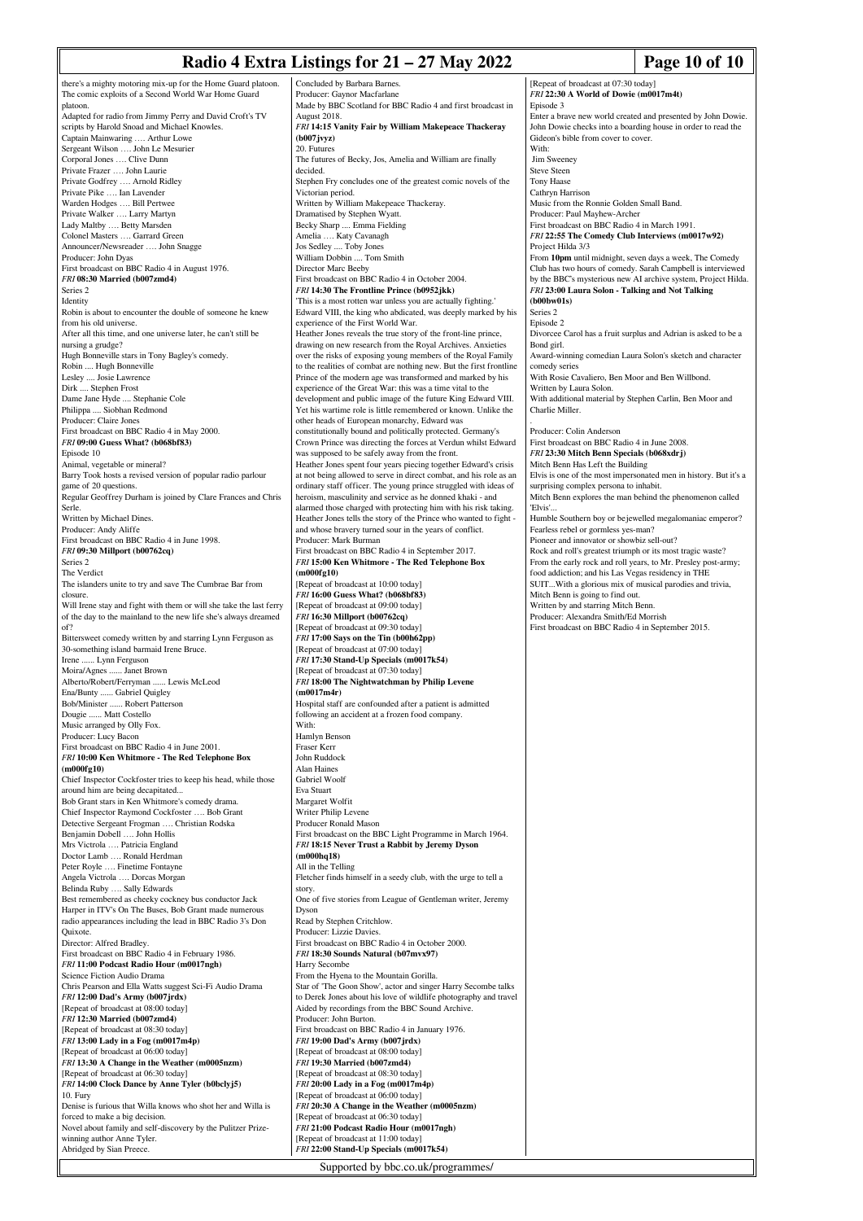there's a mighty motoring mix-up for the Home Guard platoon.
The comic exploits of a Second World War Home Guard platoon.
Adapted for radio from Jimmy Perry and David Croft's TV scripts by Harold Snoad and Michael Knowles.
Captain Mainwaring …. Arthur Lowe
Sergeant Wilson …. John Le Mesurier
Corporal Jones …. Clive Dunn
Private Frazer …. John Laurie
Private Godfrey …. Arnold Ridley
Private Pike …. Ian Lavender
Warden Hodges …. Bill Pertwee
Private Walker …. Larry Martyn
Lady Maltby …. Betty Marsden
Colonel Masters …. Garrard Green
Announcer/Newsreader …. John Snagge
Producer: John Dyas
First broadcast on BBC Radio 4 in August 1976.

*FRI* **08:30 Married (b007zmd4)**
Series 2
Identity
Robin is about to encounter the double of someone he knew from his old universe.
After all this time, and one universe later, he can't still be nursing a grudge?
Hugh Bonneville stars in Tony Bagley's comedy.
Robin .... Hugh Bonneville
Lesley .... Josie Lawrence
Dirk .... Stephen Frost
Dame Jane Hyde .... Stephanie Cole
Philippa .... Siobhan Redmond
Producer: Claire Jones
First broadcast on BBC Radio 4 in May 2000.

*FRI* **09:00 Guess What? (b068bf83)**
Episode 10
Animal, vegetable or mineral?
Barry Took hosts a revised version of popular radio parlour game of 20 questions.
Regular Geoffrey Durham is joined by Clare Frances and Chris Serle.
Written by Michael Dines.
Producer: Andy Aliffe
First broadcast on BBC Radio 4 in June 1998.

*FRI* **09:30 Millport (b00762cq)**
Series 2
The Verdict
The islanders unite to try and save The Cumbrae Bar from closure.
Will Irene stay and fight with them or will she take the last ferry of the day to the mainland to the new life she's always dreamed of?
Bittersweet comedy written by and starring Lynn Ferguson as 30-something island barmaid Irene Bruce.
Irene ...... Lynn Ferguson
Moira/Agnes ...... Janet Brown
Alberto/Robert/Ferryman ...... Lewis McLeod
Ena/Bunty ...... Gabriel Quigley
Bob/Minister ...... Robert Patterson
Dougie ...... Matt Costello
Music arranged by Olly Fox.
Producer: Lucy Bacon
First broadcast on BBC Radio 4 in June 2001.

*FRI* **10:00 Ken Whitmore - The Red Telephone Box (m000fg10)**
Chief Inspector Cockfoster tries to keep his head, while those around him are being decapitated...
Bob Grant stars in Ken Whitmore's comedy drama.
Chief Inspector Raymond Cockfoster …. Bob Grant
Detective Sergeant Frogman …. Christian Rodska
Benjamin Dobell …. John Hollis
Mrs Victrola …. Patricia England
Doctor Lamb …. Ronald Herdman
Peter Royle …. Finetime Fontayne
Angela Victrola …. Dorcas Morgan
Belinda Ruby …. Sally Edwards
Best remembered as cheeky cockney bus conductor Jack Harper in ITV's On The Buses, Bob Grant made numerous radio appearances including the lead in BBC Radio 3's Don Quixote.
Director: Alfred Bradley.
First broadcast on BBC Radio 4 in February 1986.

*FRI* **11:00 Podcast Radio Hour (m0017ngh)**
Science Fiction Audio Drama
Chris Pearson and Ella Watts suggest Sci-Fi Audio Drama

*FRI* **12:00 Dad's Army (b007jrdx)**
[Repeat of broadcast at 08:00 today]

*FRI* **12:30 Married (b007zmd4)**
[Repeat of broadcast at 08:30 today]

*FRI* **13:00 Lady in a Fog (m0017m4p)**
[Repeat of broadcast at 06:00 today]

*FRI* **13:30 A Change in the Weather (m0005nzm)**
[Repeat of broadcast at 06:30 today]

*FRI* **14:00 Clock Dance by Anne Tyler (b0bclyj5)**
10. Fury
Denise is furious that Willa knows who shot her and Willa is forced to make a big decision.
Novel about family and self-discovery by the Pulitzer Prize-winning author Anne Tyler.
Abridged by Sian Preece.
Concluded by Barbara Barnes.
Producer: Gaynor Macfarlane
Made by BBC Scotland for BBC Radio 4 and first broadcast in August 2018.

*FRI* **14:15 Vanity Fair by William Makepeace Thackeray (b007jvyz)**
20. Futures
The futures of Becky, Jos, Amelia and William are finally decided.
Stephen Fry concludes one of the greatest comic novels of the Victorian period.
Written by William Makepeace Thackeray.
Dramatised by Stephen Wyatt.
Becky Sharp .... Emma Fielding
Amelia .... Katy Cavanagh
Jos Sedley .... Toby Jones
William Dobbin .... Tom Smith
Director Marc Beeby
First broadcast on BBC Radio 4 in October 2004.

*FRI* **14:30 The Frontline Prince (b0952jkk)**
'This is a most rotten war unless you are actually fighting.'
Edward VIII, the king who abdicated, was deeply marked by his experience of the First World War.
Heather Jones reveals the true story of the front-line prince, drawing on new research from the Royal Archives. Anxieties over the risks of exposing young members of the Royal Family to the realities of combat are nothing new. But the first frontline Prince of the modern age was transformed and marked by his experience of the Great War: this was a time vital to the development and public image of the future King Edward VIII. Yet his wartime role is little remembered or known. Unlike the other heads of European monarchy, Edward was constitutionally bound and politically protected. Germany's Crown Prince was directing the forces at Verdun whilst Edward was supposed to be safely away from the front.
Heather Jones spent four years piecing together Edward's crisis at not being allowed to serve in direct combat, and his role as an ordinary staff officer. The young prince struggled with ideas of heroism, masculinity and service as he donned khaki - and alarmed those charged with protecting him with his risk taking.
Heather Jones tells the story of the Prince who wanted to fight - and whose bravery turned sour in the years of conflict.
Producer: Mark Burman
First broadcast on BBC Radio 4 in September 2017.

*FRI* **15:00 Ken Whitmore - The Red Telephone Box (m000fg10)**
[Repeat of broadcast at 10:00 today]

*FRI* **16:00 Guess What? (b068bf83)**
[Repeat of broadcast at 09:00 today]

*FRI* **16:30 Millport (b00762cq)**
[Repeat of broadcast at 09:30 today]

*FRI* **17:00 Says on the Tin (b00h62pp)**
[Repeat of broadcast at 07:00 today]

*FRI* **17:30 Stand-Up Specials (m0017k54)**
[Repeat of broadcast at 07:30 today]

*FRI* **18:00 The Nightwatchman by Philip Levene (m0017m4r)**
Hospital staff are confounded after a patient is admitted following an accident at a frozen food company.
With:
Hamlyn Benson
Fraser Kerr
John Ruddock
Alan Haines
Gabriel Woolf
Eva Stuart
Margaret Wolfit
Writer Philip Levene
Producer Ronald Mason
First broadcast on the BBC Light Programme in March 1964.

*FRI* **18:15 Never Trust a Rabbit by Jeremy Dyson (m000hq18)**
All in the Telling
Fletcher finds himself in a seedy club, with the urge to tell a story.
One of five stories from League of Gentleman writer, Jeremy Dyson
Read by Stephen Critchlow.
Producer: Lizzie Davies.
First broadcast on BBC Radio 4 in October 2000.

*FRI* **18:30 Sounds Natural (b07mvx97)**
Harry Secombe
From the Hyena to the Mountain Gorilla.
Star of 'The Goon Show', actor and singer Harry Secombe talks to Derek Jones about his love of wildlife photography and travel
Aided by recordings from the BBC Sound Archive.
Producer: John Burton.
First broadcast on BBC Radio 4 in January 1976.

*FRI* **19:00 Dad's Army (b007jrdx)**
[Repeat of broadcast at 08:00 today]

*FRI* **19:30 Married (b007zmd4)**
[Repeat of broadcast at 08:30 today]

*FRI* **20:00 Lady in a Fog (m0017m4p)**
[Repeat of broadcast at 06:00 today]

*FRI* **20:30 A Change in the Weather (m0005nzm)**
[Repeat of broadcast at 06:30 today]

*FRI* **21:00 Podcast Radio Hour (m0017ngh)**
[Repeat of broadcast at 11:00 today]

*FRI* **22:00 Stand-Up Specials (m0017k54)**
[Repeat of broadcast at 07:30 today]

*FRI* **22:30 A World of Dowie (m0017m4t)**
Episode 3
Enter a brave new world created and presented by John Dowie.
John Dowie checks into a boarding house in order to read the Gideon's bible from cover to cover.
With:
Jim Sweeney
Steve Steen
Tony Haase
Cathryn Harrison
Music from the Ronnie Golden Small Band.
Producer: Paul Mayhew-Archer
First broadcast on BBC Radio 4 in March 1991.

*FRI* **22:55 The Comedy Club Interviews (m0017w92)**
Project Hilda 3/3
From **10pm** until midnight, seven days a week, The Comedy Club has two hours of comedy. Sarah Campbell is interviewed by the BBC's mysterious new AI archive system, Project Hilda.

*FRI* **23:00 Laura Solon - Talking and Not Talking (b00bw01s)**
Series 2
Episode 2
Divorcee Carol has a fruit surplus and Adrian is asked to be a Bond girl.
Award-winning comedian Laura Solon's sketch and character comedy series
With Rosie Cavaliero, Ben Moor and Ben Willbond.
Written by Laura Solon.
With additional material by Stephen Carlin, Ben Moor and Charlie Miller.

Producer: Colin Anderson
First broadcast on BBC Radio 4 in June 2008.

*FRI* **23:30 Mitch Benn Specials (b068xdrj)**
Mitch Benn Has Left the Building
Elvis is one of the most impersonated men in history. But it's a surprising complex persona to inhabit.
Mitch Benn explores the man behind the phenomenon called 'Elvis'...
Humble Southern boy or bejewelled megalomaniac emperor?
Fearless rebel or gormless yes-man?
Pioneer and innovator or showbiz sell-out?
Rock and roll's greatest triumph or its most tragic waste?
From the early rock and roll years, to Mr. Presley post-army; food addiction; and his Las Vegas residency in THE SUIT...With a glorious mix of musical parodies and trivia, Mitch Benn is going to find out.
Written by and starring Mitch Benn.
Producer: Alexandra Smith/Ed Morrish
First broadcast on BBC Radio 4 in September 2015.